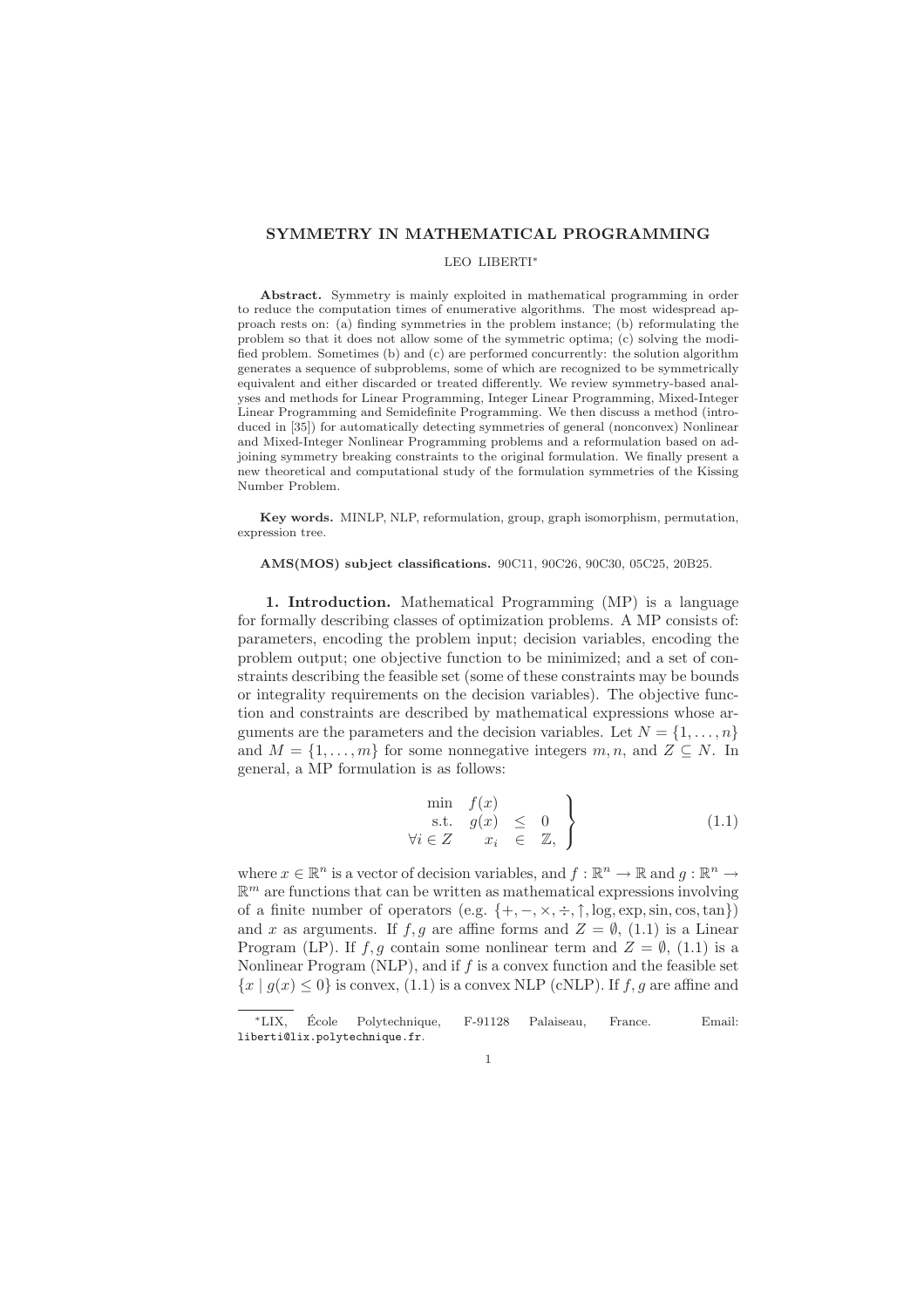# SYMMETRY IN MATHEMATICAL PROGRAMMING

LEO LIBERTI*

**Abstract.** Symmetry is mainly exploited in mathematical programming in order to reduce the computation times of enumerative algorithms. The most widespread approach rests on: (a) finding symmetries in the problem instance; (b) reformulating the problem so that it does not allow some of the symmetric optima; (c) solving the modified problem. Sometimes (b) and (c) are performed concurrently: the solution algorithm generates a sequence of subproblems, some of which are recognized to be symmetrically equivalent and either discarded or treated differently. We review symmetry-based analyses and methods for Linear Programming, Integer Linear Programming, Mixed-Integer Linear Programming and Semidefinite Programming. We then discuss a method (introduced in [35]) for automatically detecting symmetries of general (nonconvex) Nonlinear and Mixed-Integer Nonlinear Programming problems and a reformulation based on adjoining symmetry breaking constraints to the original formulation. We finally present a new theoretical and computational study of the formulation symmetries of the Kissing Number Problem.

**Key words.** MINLP, NLP, reformulation, group, graph isomorphism, permutation, expression tree.

**AMS(MOS) subject classifications.** 90C11, 90C26, 90C30, 05C25, 20B25.

**1. Introduction.** Mathematical Programming (MP) is a language for formally describing classes of optimization problems. A MP consists of: parameters, encoding the problem input; decision variables, encoding the problem output; one objective function to be minimized; and a set of constraints describing the feasible set (some of these constraints may be bounds or integrality requirements on the decision variables). The objective function and constraints are described by mathematical expressions whose arguments are the parameters and the decision variables. Let $N = \{1, \ldots, n\}$ and $M = \{1, \ldots, m\}$ for some nonnegative integers $m, n$, and $Z \subseteq N$. In general, a MP formulation is as follows:

$$\left.\begin{array}{rrcl} \min & f(x) & & \\ \text{s.t.} & g(x) & \leq & 0 \\ \forall i \in Z & x_i & \in & \mathbb{Z}, \end{array}\right\} \qquad (1.1)$$

where $x \in \mathbb{R}^n$ is a vector of decision variables, and $f : \mathbb{R}^n \to \mathbb{R}$ and $g : \mathbb{R}^n \to \mathbb{R}^m$ are functions that can be written as mathematical expressions involving of a finite number of operators (e.g. $\{+, -, \times, \div, \uparrow, \log, \exp, \sin, \cos, \tan\}$) and $x$ as arguments. If $f, g$ are affine forms and $Z = \emptyset$, (1.1) is a Linear Program (LP). If $f, g$ contain some nonlinear term and $Z = \emptyset$, (1.1) is a Nonlinear Program (NLP), and if $f$ is a convex function and the feasible set $\{x \mid g(x) \leq 0\}$ is convex, (1.1) is a convex NLP (cNLP). If $f, g$ are affine and

*LIX, École Polytechnique, F-91128 Palaiseau, France. Email: liberti@lix.polytechnique.fr.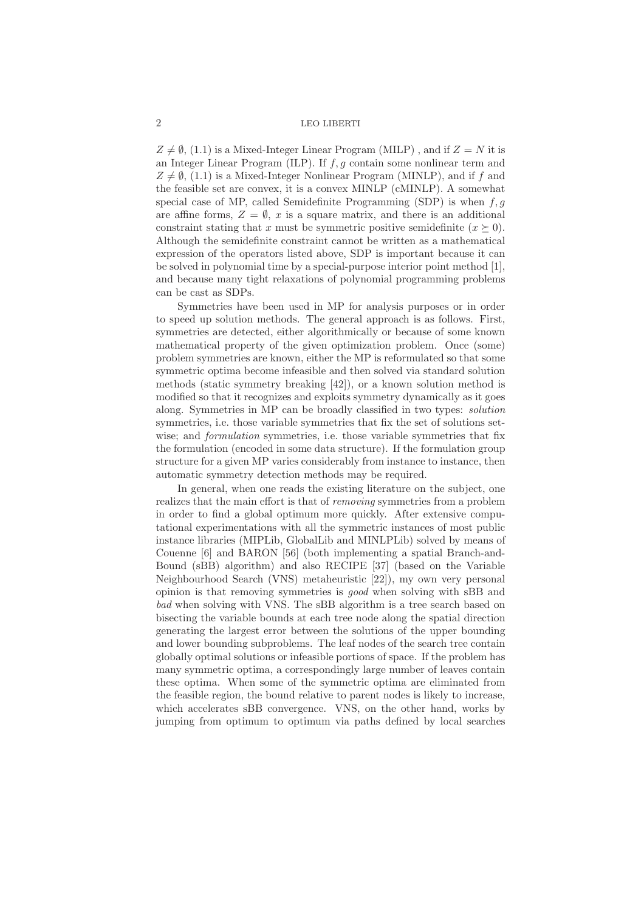$Z \neq \emptyset$, (1.1) is a Mixed-Integer Linear Program (MILP) , and if $Z = N$ it is an Integer Linear Program (ILP). If $f, g$ contain some nonlinear term and $Z \neq \emptyset$, (1.1) is a Mixed-Integer Nonlinear Program (MINLP), and if $f$ and the feasible set are convex, it is a convex MINLP (cMINLP). A somewhat special case of MP, called Semidefinite Programming (SDP) is when $f, g$ are affine forms, $Z = \emptyset$, $x$ is a square matrix, and there is an additional constraint stating that $x$ must be symmetric positive semidefinite ($x \succeq 0$). Although the semidefinite constraint cannot be written as a mathematical expression of the operators listed above, SDP is important because it can be solved in polynomial time by a special-purpose interior point method [1], and because many tight relaxations of polynomial programming problems can be cast as SDPs.

Symmetries have been used in MP for analysis purposes or in order to speed up solution methods. The general approach is as follows. First, symmetries are detected, either algorithmically or because of some known mathematical property of the given optimization problem. Once (some) problem symmetries are known, either the MP is reformulated so that some symmetric optima become infeasible and then solved via standard solution methods (static symmetry breaking [42]), or a known solution method is modified so that it recognizes and exploits symmetry dynamically as it goes along. Symmetries in MP can be broadly classified in two types: *solution* symmetries, i.e. those variable symmetries that fix the set of solutions setwise; and *formulation* symmetries, i.e. those variable symmetries that fix the formulation (encoded in some data structure). If the formulation group structure for a given MP varies considerably from instance to instance, then automatic symmetry detection methods may be required.

In general, when one reads the existing literature on the subject, one realizes that the main effort is that of *removing* symmetries from a problem in order to find a global optimum more quickly. After extensive computational experimentations with all the symmetric instances of most public instance libraries (MIPLib, GlobalLib and MINLPLib) solved by means of Couenne [6] and BARON [56] (both implementing a spatial Branch-and-Bound (sBB) algorithm) and also RECIPE [37] (based on the Variable Neighbourhood Search (VNS) metaheuristic [22]), my own very personal opinion is that removing symmetries is *good* when solving with sBB and *bad* when solving with VNS. The sBB algorithm is a tree search based on bisecting the variable bounds at each tree node along the spatial direction generating the largest error between the solutions of the upper bounding and lower bounding subproblems. The leaf nodes of the search tree contain globally optimal solutions or infeasible portions of space. If the problem has many symmetric optima, a correspondingly large number of leaves contain these optima. When some of the symmetric optima are eliminated from the feasible region, the bound relative to parent nodes is likely to increase, which accelerates sBB convergence. VNS, on the other hand, works by jumping from optimum to optimum via paths defined by local searches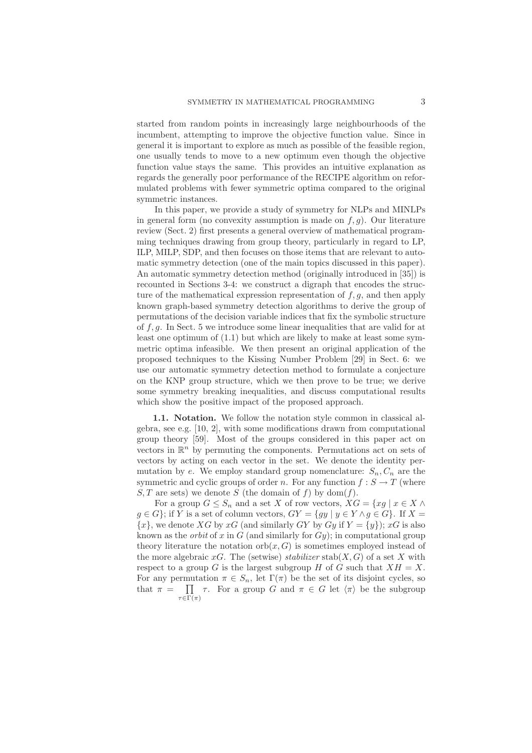started from random points in increasingly large neighbourhoods of the incumbent, attempting to improve the objective function value. Since in general it is important to explore as much as possible of the feasible region, one usually tends to move to a new optimum even though the objective function value stays the same. This provides an intuitive explanation as regards the generally poor performance of the RECIPE algorithm on reformulated problems with fewer symmetric optima compared to the original symmetric instances.

In this paper, we provide a study of symmetry for NLPs and MINLPs in general form (no convexity assumption is made on $f, g$). Our literature review (Sect. 2) first presents a general overview of mathematical programming techniques drawing from group theory, particularly in regard to LP, ILP, MILP, SDP, and then focuses on those items that are relevant to automatic symmetry detection (one of the main topics discussed in this paper). An automatic symmetry detection method (originally introduced in [35]) is recounted in Sections 3-4: we construct a digraph that encodes the structure of the mathematical expression representation of $f, g$, and then apply known graph-based symmetry detection algorithms to derive the group of permutations of the decision variable indices that fix the symbolic structure of $f, g$. In Sect. 5 we introduce some linear inequalities that are valid for at least one optimum of (1.1) but which are likely to make at least some symmetric optima infeasible. We then present an original application of the proposed techniques to the Kissing Number Problem [29] in Sect. 6: we use our automatic symmetry detection method to formulate a conjecture on the KNP group structure, which we then prove to be true; we derive some symmetry breaking inequalities, and discuss computational results which show the positive impact of the proposed approach.

**1.1. Notation.** We follow the notation style common in classical algebra, see e.g. [10, 2], with some modifications drawn from computational group theory [59]. Most of the groups considered in this paper act on vectors in $\mathbb{R}^n$ by permuting the components. Permutations act on sets of vectors by acting on each vector in the set. We denote the identity permutation by $e$. We employ standard group nomenclature: $S_n, C_n$ are the symmetric and cyclic groups of order $n$. For any function $f : S \to T$ (where $S, T$ are sets) we denote $S$ (the domain of $f$) by $\mathrm{dom}(f)$.

For a group $G \leq S_n$ and a set $X$ of row vectors, $XG = \{xg \mid x \in X \wedge g \in G\}$; if $Y$ is a set of column vectors, $GY = \{gy \mid y \in Y \wedge g \in G\}$. If $X = \{x\}$, we denote $XG$ by $xG$ (and similarly $GY$ by $Gy$ if $Y = \{y\}$); $xG$ is also known as the *orbit* of $x$ in $G$ (and similarly for $Gy$); in computational group theory literature the notation $\mathrm{orb}(x, G)$ is sometimes employed instead of the more algebraic $xG$. The (setwise) *stabilizer* $\mathrm{stab}(X, G)$ of a set $X$ with respect to a group $G$ is the largest subgroup $H$ of $G$ such that $XH = X$. For any permutation $\pi \in S_n$, let $\Gamma(\pi)$ be the set of its disjoint cycles, so that $\pi = \prod_{\tau \in \Gamma(\pi)} \tau$. For a group $G$ and $\pi \in G$ let $\langle \pi \rangle$ be the subgroup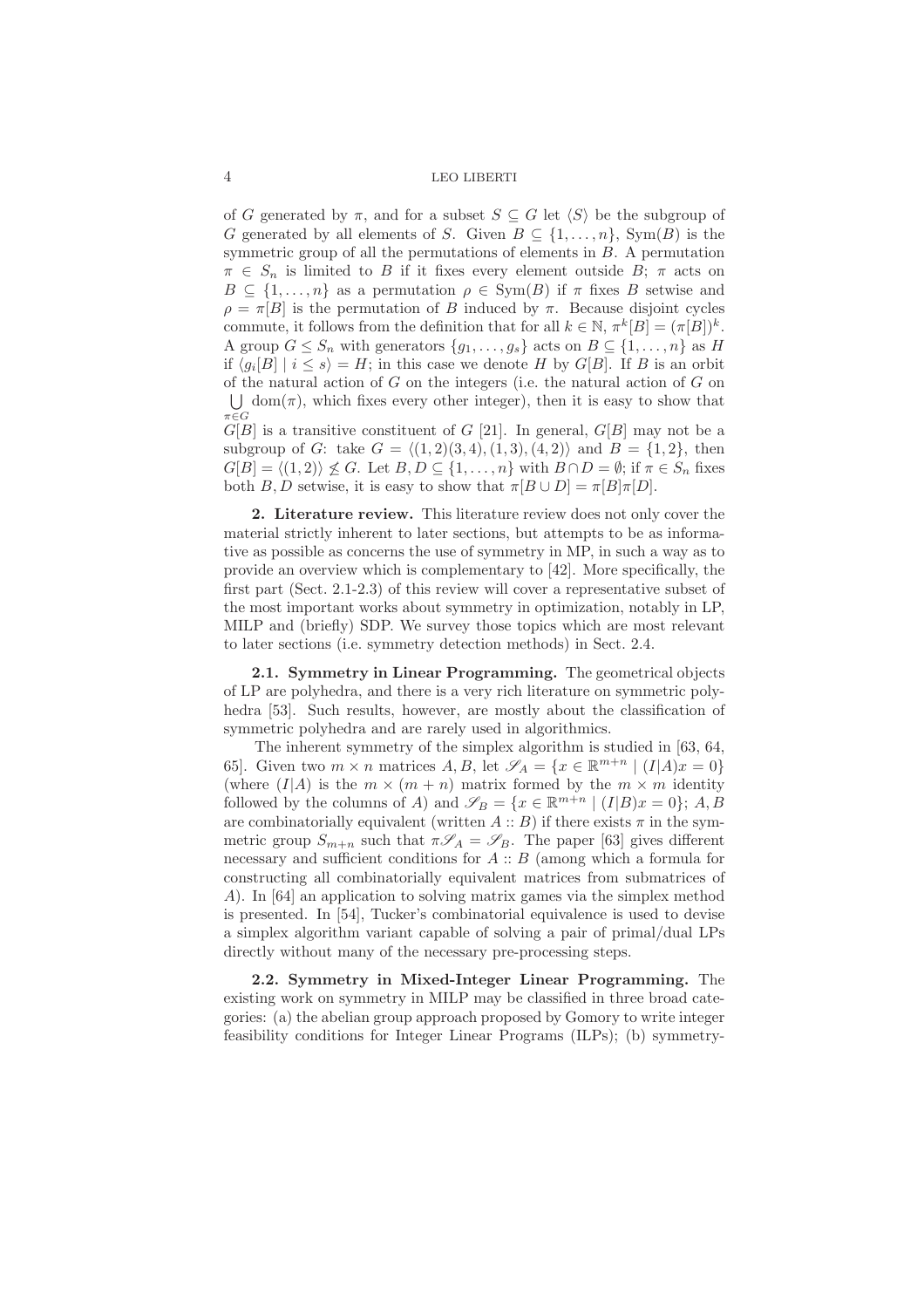of $G$ generated by $\pi$, and for a subset $S \subseteq G$ let $\langle S \rangle$ be the subgroup of $G$ generated by all elements of $S$. Given $B \subseteq \{1, \ldots, n\}$, $\mathrm{Sym}(B)$ is the symmetric group of all the permutations of elements in $B$. A permutation $\pi \in S_n$ is limited to $B$ if it fixes every element outside $B$; $\pi$ acts on $B \subseteq \{1, \ldots, n\}$ as a permutation $\rho \in \mathrm{Sym}(B)$ if $\pi$ fixes $B$ setwise and $\rho = \pi[B]$ is the permutation of $B$ induced by $\pi$. Because disjoint cycles commute, it follows from the definition that for all $k \in \mathbb{N}$, $\pi^k[B] = (\pi[B])^k$. A group $G \leq S_n$ with generators $\{g_1, \ldots, g_s\}$ acts on $B \subseteq \{1, \ldots, n\}$ as $H$ if $\langle g_i[B] \mid i \leq s \rangle = H$; in this case we denote $H$ by $G[B]$. If $B$ is an orbit of the natural action of $G$ on the integers (i.e. the natural action of $G$ on $\bigcup_{\pi \in G} \mathrm{dom}(\pi)$, which fixes every other integer), then it is easy to show that $G[B]$ is a transitive constituent of $G$ [21]. In general, $G[B]$ may not be a subgroup of $G$: take $G = \langle (1,2)(3,4), (1,3), (4,2) \rangle$ and $B = \{1,2\}$, then $G[B] = \langle (1,2) \rangle \not\leq G$. Let $B, D \subseteq \{1, \ldots, n\}$ with $B \cap D = \emptyset$; if $\pi \in S_n$ fixes both $B, D$ setwise, it is easy to show that $\pi[B \cup D] = \pi[B]\pi[D]$.

## 2. Literature review.

This literature review does not only cover the material strictly inherent to later sections, but attempts to be as informative as possible as concerns the use of symmetry in MP, in such a way as to provide an overview which is complementary to [42]. More specifically, the first part (Sect. 2.1-2.3) of this review will cover a representative subset of the most important works about symmetry in optimization, notably in LP, MILP and (briefly) SDP. We survey those topics which are most relevant to later sections (i.e. symmetry detection methods) in Sect. 2.4.

### 2.1. Symmetry in Linear Programming.

The geometrical objects of LP are polyhedra, and there is a very rich literature on symmetric polyhedra [53]. Such results, however, are mostly about the classification of symmetric polyhedra and are rarely used in algorithmics.

The inherent symmetry of the simplex algorithm is studied in [63, 64, 65]. Given two $m \times n$ matrices $A, B$, let $\mathscr{S}_A = \{x \in \mathbb{R}^{m+n} \mid (I|A)x = 0\}$ (where $(I|A)$ is the $m \times (m+n)$ matrix formed by the $m \times m$ identity followed by the columns of $A$) and $\mathscr{S}_B = \{x \in \mathbb{R}^{m+n} \mid (I|B)x = 0\}$; $A, B$ are combinatorially equivalent (written $A :: B$) if there exists $\pi$ in the symmetric group $S_{m+n}$ such that $\pi \mathscr{S}_A = \mathscr{S}_B$. The paper [63] gives different necessary and sufficient conditions for $A :: B$ (among which a formula for constructing all combinatorially equivalent matrices from submatrices of $A$). In [64] an application to solving matrix games via the simplex method is presented. In [54], Tucker's combinatorial equivalence is used to devise a simplex algorithm variant capable of solving a pair of primal/dual LPs directly without many of the necessary pre-processing steps.

### 2.2. Symmetry in Mixed-Integer Linear Programming.

The existing work on symmetry in MILP may be classified in three broad categories: (a) the abelian group approach proposed by Gomory to write integer feasibility conditions for Integer Linear Programs (ILPs); (b) symmetry-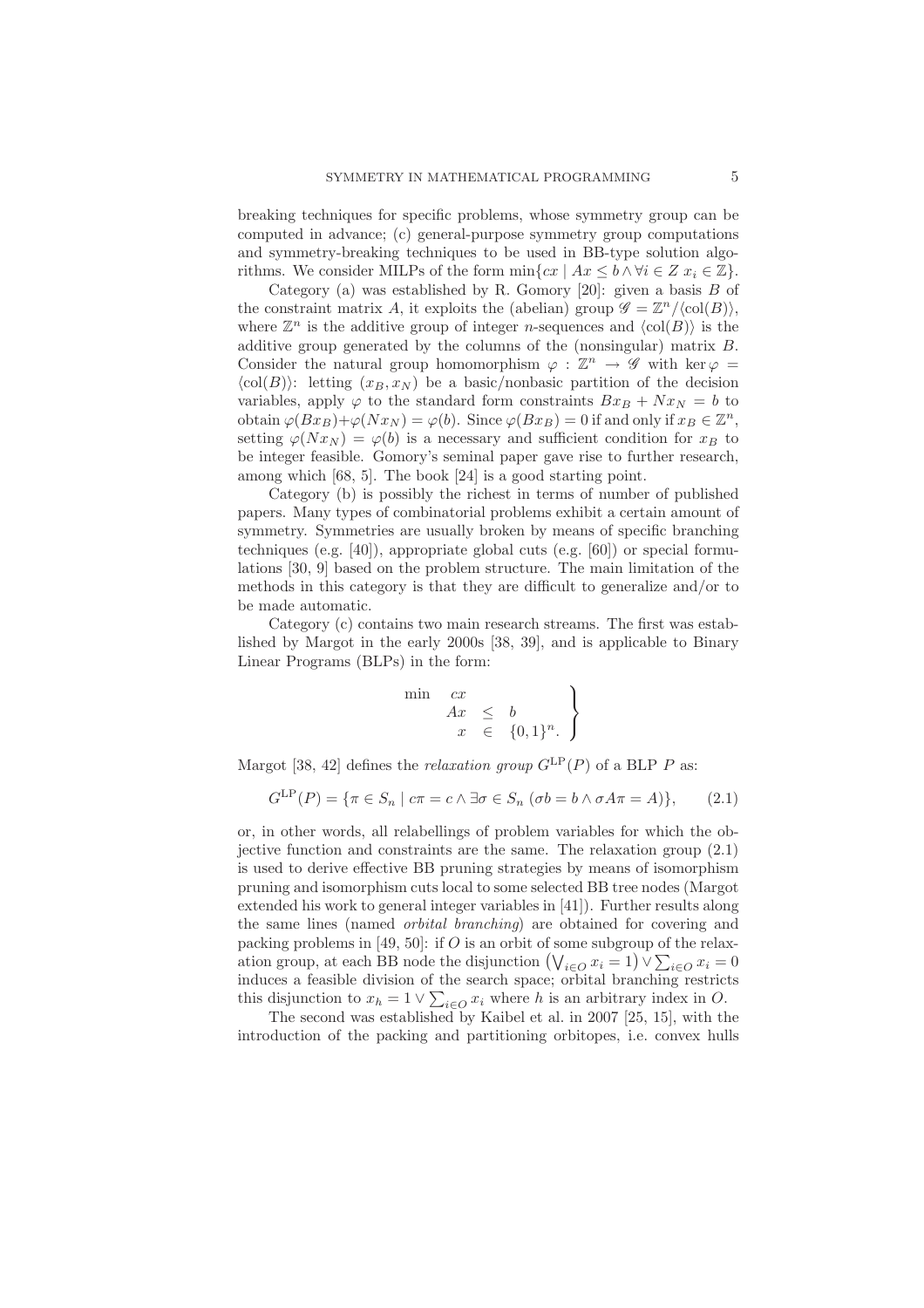breaking techniques for specific problems, whose symmetry group can be computed in advance; (c) general-purpose symmetry group computations and symmetry-breaking techniques to be used in BB-type solution algorithms. We consider MILPs of the form $\min\{cx \mid Ax \leq b \wedge \forall i \in Z\ x_i \in \mathbb{Z}\}$.

Category (a) was established by R. Gomory [20]: given a basis $B$ of the constraint matrix $A$, it exploits the (abelian) group $\mathscr{G} = \mathbb{Z}^n/\langle \mathrm{col}(B)\rangle$, where $\mathbb{Z}^n$ is the additive group of integer $n$-sequences and $\langle \mathrm{col}(B)\rangle$ is the additive group generated by the columns of the (nonsingular) matrix $B$. Consider the natural group homomorphism $\varphi : \mathbb{Z}^n \to \mathscr{G}$ with $\ker \varphi = \langle \mathrm{col}(B)\rangle$: letting $(x_B, x_N)$ be a basic/nonbasic partition of the decision variables, apply $\varphi$ to the standard form constraints $Bx_B + Nx_N = b$ to obtain $\varphi(Bx_B)+\varphi(Nx_N) = \varphi(b)$. Since $\varphi(Bx_B) = 0$ if and only if $x_B \in \mathbb{Z}^n$, setting $\varphi(Nx_N) = \varphi(b)$ is a necessary and sufficient condition for $x_B$ to be integer feasible. Gomory's seminal paper gave rise to further research, among which [68, 5]. The book [24] is a good starting point.

Category (b) is possibly the richest in terms of number of published papers. Many types of combinatorial problems exhibit a certain amount of symmetry. Symmetries are usually broken by means of specific branching techniques (e.g. [40]), appropriate global cuts (e.g. [60]) or special formulations [30, 9] based on the problem structure. The main limitation of the methods in this category is that they are difficult to generalize and/or to be made automatic.

Category (c) contains two main research streams. The first was established by Margot in the early 2000s [38, 39], and is applicable to Binary Linear Programs (BLPs) in the form:

$$\left.\begin{array}{rrcl} \min & cx & & \\ & Ax & \leq & b \\ & x & \in & \{0,1\}^n. \end{array}\right\}$$

Margot [38, 42] defines the *relaxation group* $G^{\mathrm{LP}}(P)$ of a BLP $P$ as:

$$G^{\mathrm{LP}}(P) = \{\pi \in S_n \mid c\pi = c \wedge \exists \sigma \in S_n\ (\sigma b = b \wedge \sigma A \pi = A)\}, \qquad (2.1)$$

or, in other words, all relabellings of problem variables for which the objective function and constraints are the same. The relaxation group (2.1) is used to derive effective BB pruning strategies by means of isomorphism pruning and isomorphism cuts local to some selected BB tree nodes (Margot extended his work to general integer variables in [41]). Further results along the same lines (named *orbital branching*) are obtained for covering and packing problems in [49, 50]: if $O$ is an orbit of some subgroup of the relaxation group, at each BB node the disjunction $\left(\bigvee_{i\in O} x_i = 1\right) \vee \sum_{i\in O} x_i = 0$ induces a feasible division of the search space; orbital branching restricts this disjunction to $x_h = 1 \vee \sum_{i\in O} x_i$ where $h$ is an arbitrary index in $O$.

The second was established by Kaibel et al. in 2007 [25, 15], with the introduction of the packing and partitioning orbitopes, i.e. convex hulls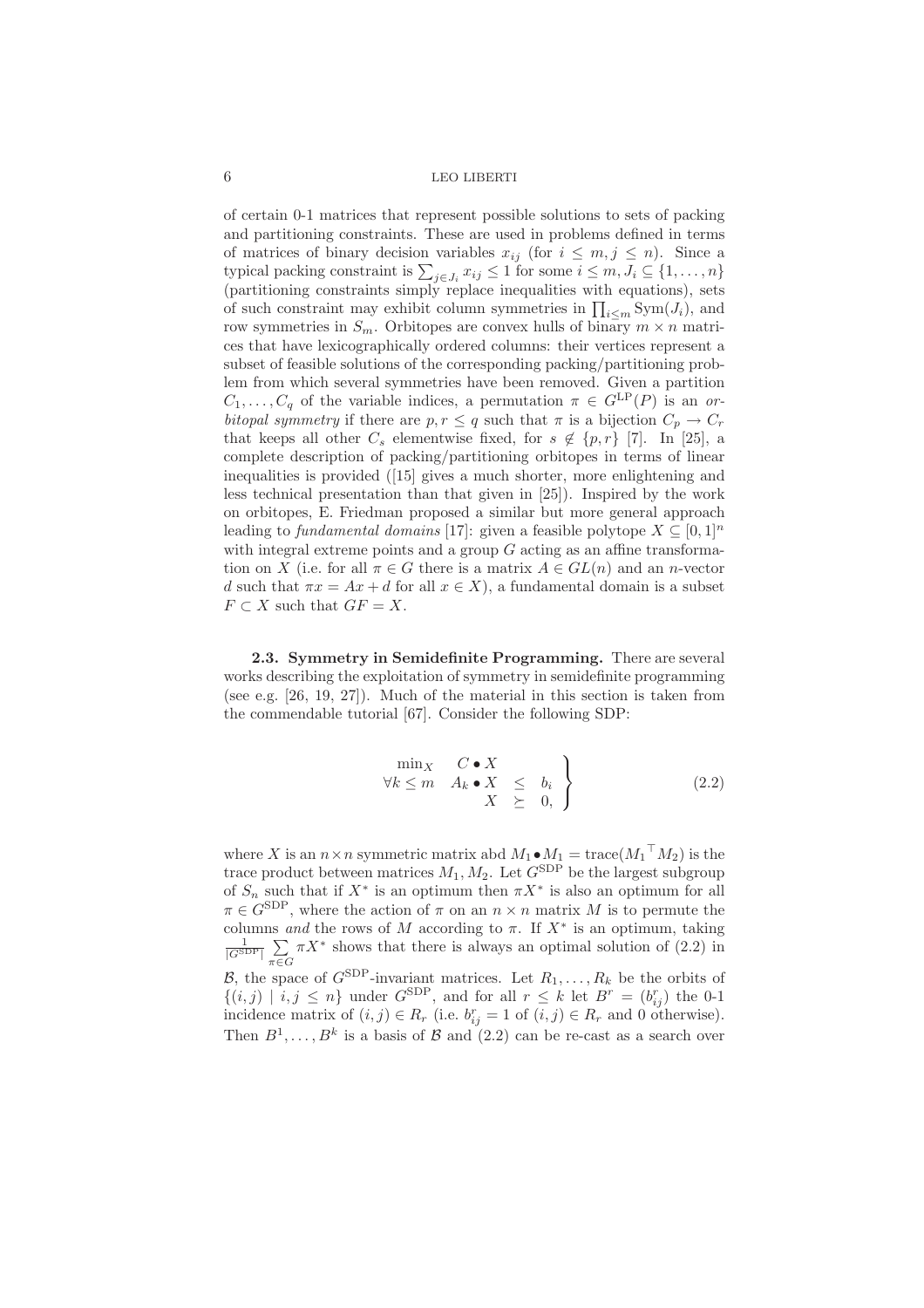of certain 0-1 matrices that represent possible solutions to sets of packing and partitioning constraints. These are used in problems defined in terms of matrices of binary decision variables $x_{ij}$ (for $i \le m, j \le n$). Since a typical packing constraint is $\sum_{j \in J_i} x_{ij} \le 1$ for some $i \le m, J_i \subseteq \{1, \ldots, n\}$ (partitioning constraints simply replace inequalities with equations), sets of such constraint may exhibit column symmetries in $\prod_{i \le m} \mathrm{Sym}(J_i)$, and row symmetries in $S_m$. Orbitopes are convex hulls of binary $m \times n$ matrices that have lexicographically ordered columns: their vertices represent a subset of feasible solutions of the corresponding packing/partitioning problem from which several symmetries have been removed. Given a partition $C_1, \ldots, C_q$ of the variable indices, a permutation $\pi \in G^{\mathrm{LP}}(P)$ is an *orbitopal symmetry* if there are $p, r \le q$ such that $\pi$ is a bijection $C_p \to C_r$ that keeps all other $C_s$ elementwise fixed, for $s \notin \{p, r\}$ [7]. In [25], a complete description of packing/partitioning orbitopes in terms of linear inequalities is provided ([15] gives a much shorter, more enlightening and less technical presentation than that given in [25]). Inspired by the work on orbitopes, E. Friedman proposed a similar but more general approach leading to *fundamental domains* [17]: given a feasible polytope $X \subseteq [0,1]^n$ with integral extreme points and a group $G$ acting as an affine transformation on $X$ (i.e. for all $\pi \in G$ there is a matrix $A \in GL(n)$ and an $n$-vector $d$ such that $\pi x = Ax + d$ for all $x \in X$), a fundamental domain is a subset $F \subset X$ such that $GF = X$.

### 2.3. Symmetry in Semidefinite Programming.

There are several works describing the exploitation of symmetry in semidefinite programming (see e.g. [26, 19, 27]). Much of the material in this section is taken from the commendable tutorial [67]. Consider the following SDP:

$$\left.\begin{array}{rrcl} \min_X & C \bullet X & & \\ \forall k \le m & A_k \bullet X & \le & b_i \\ & X & \succeq & 0, \end{array}\right\} \tag{2.2}$$

where $X$ is an $n \times n$ symmetric matrix abd $M_1 \bullet M_1 = \mathrm{trace}(M_1{}^\top M_2)$ is the trace product between matrices $M_1, M_2$. Let $G^{\mathrm{SDP}}$ be the largest subgroup of $S_n$ such that if $X^*$ is an optimum then $\pi X^*$ is also an optimum for all $\pi \in G^{\mathrm{SDP}}$, where the action of $\pi$ on an $n \times n$ matrix $M$ is to permute the columns *and* the rows of $M$ according to $\pi$. If $X^*$ is an optimum, taking $\frac{1}{|G^{\mathrm{SDP}}|} \sum_{\pi \in G} \pi X^*$ shows that there is always an optimal solution of (2.2) in $\mathcal{B}$, the space of $G^{\mathrm{SDP}}$-invariant matrices. Let $R_1, \ldots, R_k$ be the orbits of $\{(i,j) \mid i,j \le n\}$ under $G^{\mathrm{SDP}}$, and for all $r \le k$ let $B^r = (b^r_{ij})$ the 0-1 incidence matrix of $(i,j) \in R_r$ (i.e. $b^r_{ij} = 1$ of $(i,j) \in R_r$ and 0 otherwise). Then $B^1, \ldots, B^k$ is a basis of $\mathcal{B}$ and (2.2) can be re-cast as a search over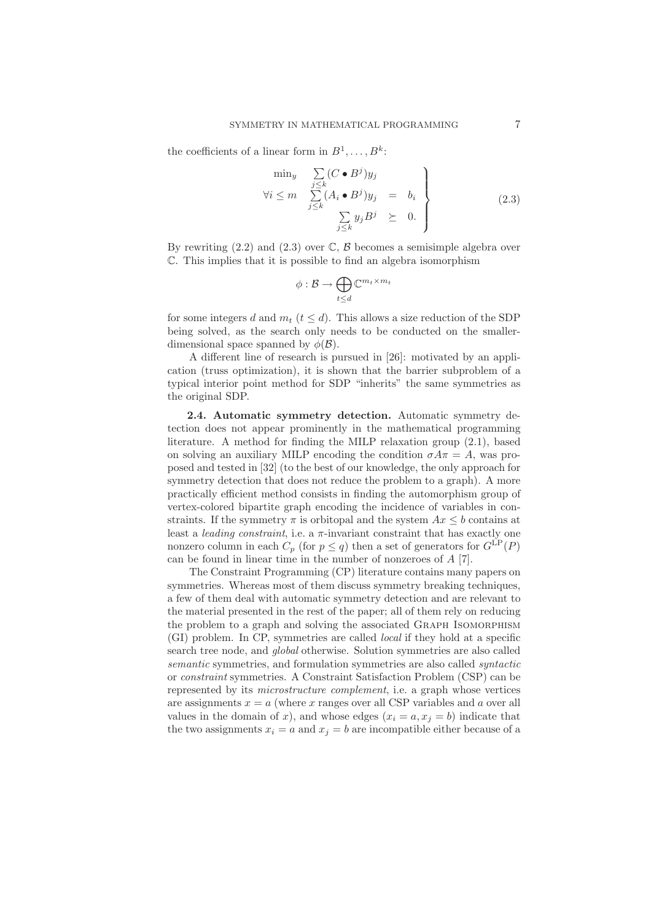the coefficients of a linear form in $B^1, \ldots, B^k$:

$$\left.\begin{array}{rrcl} \min_y & \sum\limits_{j\leq k}(C \bullet B^j)y_j & & \\ \forall i \leq m & \sum\limits_{j\leq k}(A_i \bullet B^j)y_j & = & b_i \\ & \sum\limits_{j\leq k} y_j B^j & \succeq & 0. \end{array}\right\} \tag{2.3}$$

By rewriting (2.2) and (2.3) over $\mathbb{C}$, $\mathcal{B}$ becomes a semisimple algebra over $\mathbb{C}$. This implies that it is possible to find an algebra isomorphism

$$\phi : \mathcal{B} \to \bigoplus_{t\leq d} \mathbb{C}^{m_t \times m_t}$$

for some integers $d$ and $m_t$ ($t \leq d$). This allows a size reduction of the SDP being solved, as the search only needs to be conducted on the smaller-dimensional space spanned by $\phi(\mathcal{B})$.

A different line of research is pursued in [26]: motivated by an application (truss optimization), it is shown that the barrier subproblem of a typical interior point method for SDP "inherits" the same symmetries as the original SDP.

**2.4. Automatic symmetry detection.** Automatic symmetry detection does not appear prominently in the mathematical programming literature. A method for finding the MILP relaxation group (2.1), based on solving an auxiliary MILP encoding the condition $\sigma A \pi = A$, was proposed and tested in [32] (to the best of our knowledge, the only approach for symmetry detection that does not reduce the problem to a graph). A more practically efficient method consists in finding the automorphism group of vertex-colored bipartite graph encoding the incidence of variables in constraints. If the symmetry $\pi$ is orbitopal and the system $Ax \leq b$ contains at least a *leading constraint*, i.e. a $\pi$-invariant constraint that has exactly one nonzero column in each $C_p$ (for $p \leq q$) then a set of generators for $G^{\mathrm{LP}}(P)$ can be found in linear time in the number of nonzeroes of $A$ [7].

The Constraint Programming (CP) literature contains many papers on symmetries. Whereas most of them discuss symmetry breaking techniques, a few of them deal with automatic symmetry detection and are relevant to the material presented in the rest of the paper; all of them rely on reducing the problem to a graph and solving the associated Graph Isomorphism (GI) problem. In CP, symmetries are called *local* if they hold at a specific search tree node, and *global* otherwise. Solution symmetries are also called *semantic* symmetries, and formulation symmetries are also called *syntactic* or *constraint* symmetries. A Constraint Satisfaction Problem (CSP) can be represented by its *microstructure complement*, i.e. a graph whose vertices are assignments $x = a$ (where $x$ ranges over all CSP variables and $a$ over all values in the domain of $x$), and whose edges $(x_i = a, x_j = b)$ indicate that the two assignments $x_i = a$ and $x_j = b$ are incompatible either because of a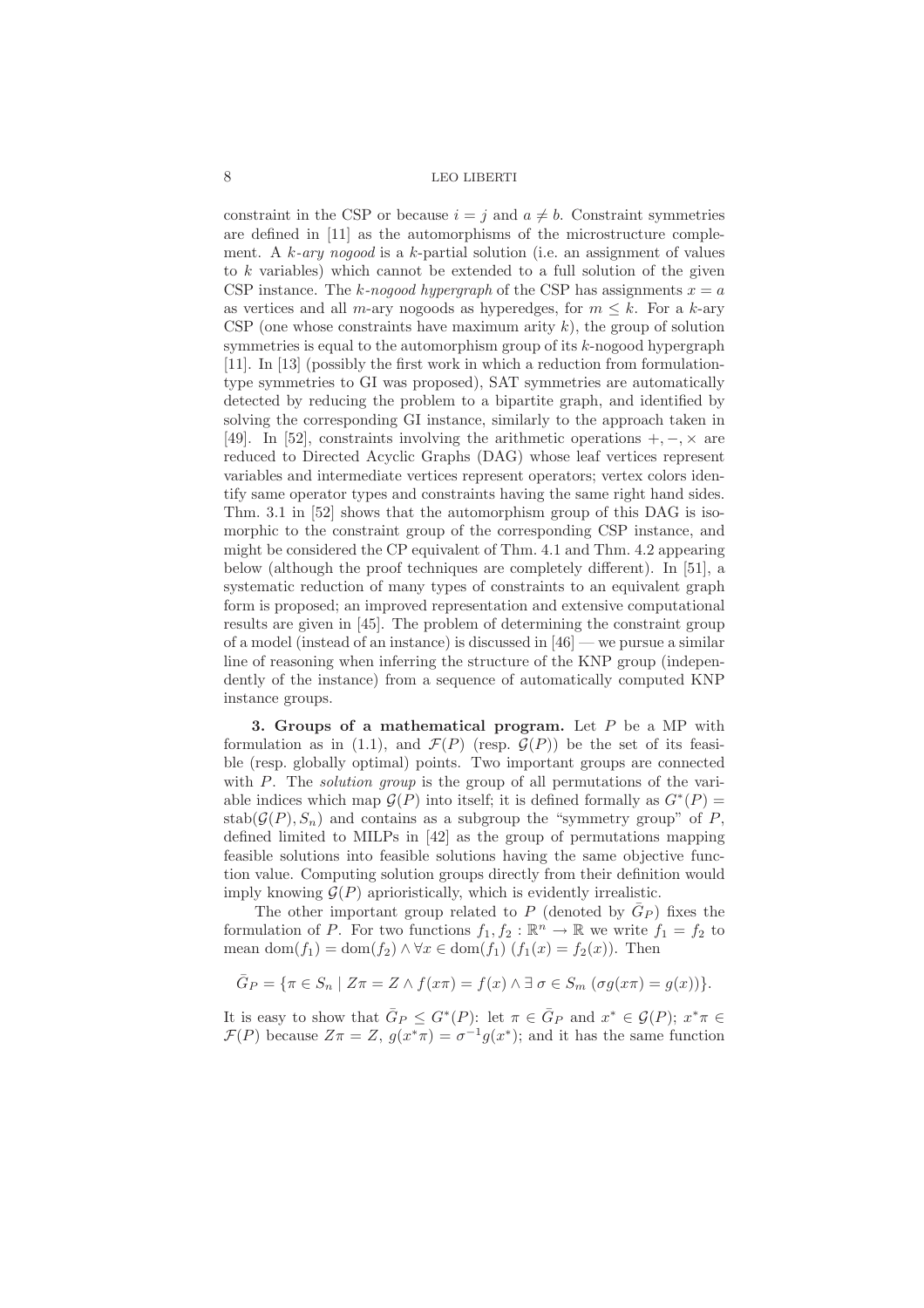constraint in the CSP or because $i = j$ and $a \neq b$. Constraint symmetries are defined in [11] as the automorphisms of the microstructure complement. A *k-ary nogood* is a $k$-partial solution (i.e. an assignment of values to $k$ variables) which cannot be extended to a full solution of the given CSP instance. The *k-nogood hypergraph* of the CSP has assignments $x = a$ as vertices and all $m$-ary nogoods as hyperedges, for $m \leq k$. For a $k$-ary CSP (one whose constraints have maximum arity $k$), the group of solution symmetries is equal to the automorphism group of its $k$-nogood hypergraph [11]. In [13] (possibly the first work in which a reduction from formulation-type symmetries to GI was proposed), SAT symmetries are automatically detected by reducing the problem to a bipartite graph, and identified by solving the corresponding GI instance, similarly to the approach taken in [49]. In [52], constraints involving the arithmetic operations $+, -, \times$ are reduced to Directed Acyclic Graphs (DAG) whose leaf vertices represent variables and intermediate vertices represent operators; vertex colors identify same operator types and constraints having the same right hand sides. Thm. 3.1 in [52] shows that the automorphism group of this DAG is isomorphic to the constraint group of the corresponding CSP instance, and might be considered the CP equivalent of Thm. 4.1 and Thm. 4.2 appearing below (although the proof techniques are completely different). In [51], a systematic reduction of many types of constraints to an equivalent graph form is proposed; an improved representation and extensive computational results are given in [45]. The problem of determining the constraint group of a model (instead of an instance) is discussed in [46] — we pursue a similar line of reasoning when inferring the structure of the KNP group (independently of the instance) from a sequence of automatically computed KNP instance groups.

**3. Groups of a mathematical program.** Let $P$ be a MP with formulation as in (1.1), and $\mathcal{F}(P)$ (resp. $\mathcal{G}(P)$) be the set of its feasible (resp. globally optimal) points. Two important groups are connected with $P$. The *solution group* is the group of all permutations of the variable indices which map $\mathcal{G}(P)$ into itself; it is defined formally as $G^*(P) = \mathrm{stab}(\mathcal{G}(P), S_n)$ and contains as a subgroup the "symmetry group" of $P$, defined limited to MILPs in [42] as the group of permutations mapping feasible solutions into feasible solutions having the same objective function value. Computing solution groups directly from their definition would imply knowing $\mathcal{G}(P)$ aprioristically, which is evidently irrealistic.

The other important group related to $P$ (denoted by $\bar{G}_P$) fixes the formulation of $P$. For two functions $f_1, f_2 : \mathbb{R}^n \to \mathbb{R}$ we write $f_1 = f_2$ to mean $\mathrm{dom}(f_1) = \mathrm{dom}(f_2) \wedge \forall x \in \mathrm{dom}(f_1)\ (f_1(x) = f_2(x))$. Then

$$\bar{G}_P = \{\pi \in S_n \mid Z\pi = Z \wedge f(x\pi) = f(x) \wedge \exists\, \sigma \in S_m\ (\sigma g(x\pi) = g(x))\}.$$

It is easy to show that $\bar{G}_P \leq G^*(P)$: let $\pi \in \bar{G}_P$ and $x^* \in \mathcal{G}(P)$; $x^*\pi \in \mathcal{F}(P)$ because $Z\pi = Z$, $g(x^*\pi) = \sigma^{-1} g(x^*)$; and it has the same function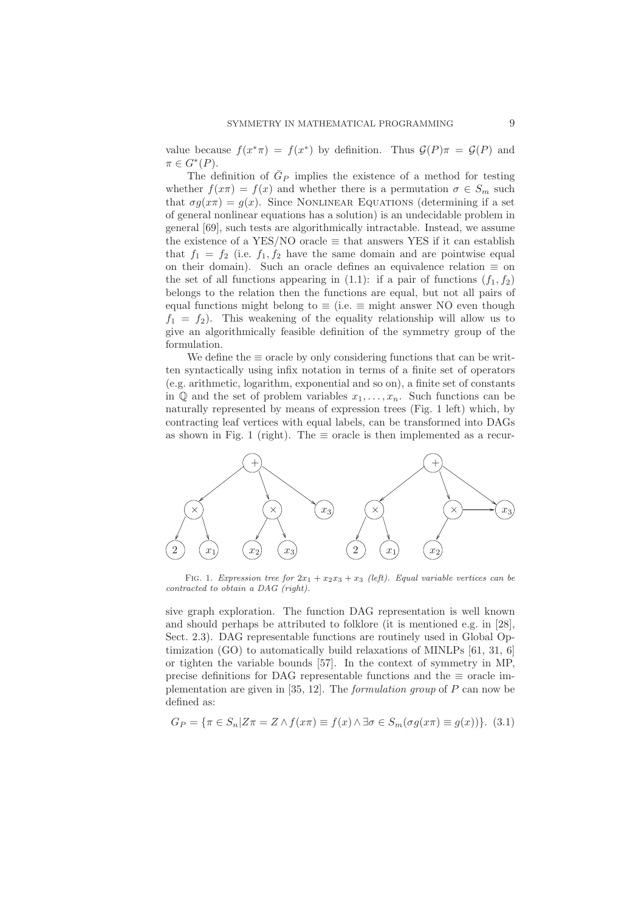value because $f(x^*\pi) = f(x^*)$ by definition. Thus $\mathcal{G}(P)\pi = \mathcal{G}(P)$ and $\pi \in G^*(P)$.

The definition of $\bar{G}_P$ implies the existence of a method for testing whether $f(x\pi) = f(x)$ and whether there is a permutation $\sigma \in S_m$ such that $\sigma g(x\pi) = g(x)$. Since NONLINEAR EQUATIONS (determining if a set of general nonlinear equations has a solution) is an undecidable problem in general [69], such tests are algorithmically intractable. Instead, we assume the existence of a YES/NO oracle $\equiv$ that answers YES if it can establish that $f_1 = f_2$ (i.e. $f_1, f_2$ have the same domain and are pointwise equal on their domain). Such an oracle defines an equivalence relation $\equiv$ on the set of all functions appearing in (1.1): if a pair of functions $(f_1, f_2)$ belongs to the relation then the functions are equal, but not all pairs of equal functions might belong to $\equiv$ (i.e. $\equiv$ might answer NO even though $f_1 = f_2$). This weakening of the equality relationship will allow us to give an algorithmically feasible definition of the symmetry group of the formulation.

We define the $\equiv$ oracle by only considering functions that can be written syntactically using infix notation in terms of a finite set of operators (e.g. arithmetic, logarithm, exponential and so on), a finite set of constants in $\mathbb{Q}$ and the set of problem variables $x_1, \ldots, x_n$. Such functions can be naturally represented by means of expression trees (Fig. 1 left) which, by contracting leaf vertices with equal labels, can be transformed into DAGs as shown in Fig. 1 (right). The $\equiv$ oracle is then implemented as a recursive graph exploration. The function DAG representation is well known and should perhaps be attributed to folklore (it is mentioned e.g. in [28], Sect. 2.3). DAG representable functions are routinely used in Global Optimization (GO) to automatically build relaxations of MINLPs [61, 31, 6] or tighten the variable bounds [57]. In the context of symmetry in MP, precise definitions for DAG representable functions and the $\equiv$ oracle implementation are given in [35, 12]. The *formulation group* of $P$ can now be defined as:

FIG. 1. *Expression tree for $2x_1 + x_2x_3 + x_3$ (left). Equal variable vertices can be contracted to obtain a DAG (right).*

$$G_P = \{\pi \in S_n | Z\pi = Z \wedge f(x\pi) \equiv f(x) \wedge \exists \sigma \in S_m(\sigma g(x\pi) \equiv g(x))\}. \quad (3.1)$$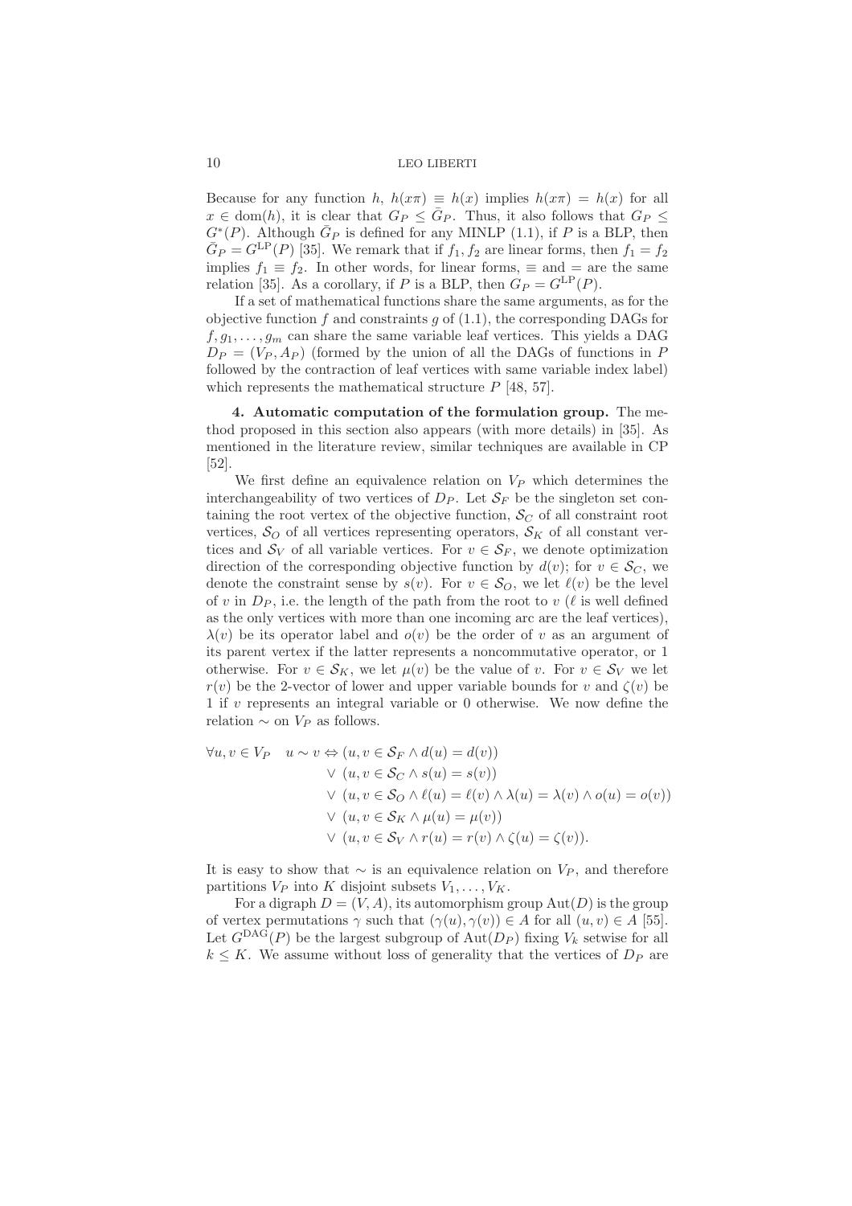Because for any function $h$, $h(x\pi) \equiv h(x)$ implies $h(x\pi) = h(x)$ for all $x \in \mathrm{dom}(h)$, it is clear that $G_P \leq \bar{G}_P$. Thus, it also follows that $G_P \leq G^*(P)$. Although $\bar{G}_P$ is defined for any MINLP (1.1), if $P$ is a BLP, then $\bar{G}_P = G^{\mathrm{LP}}(P)$ [35]. We remark that if $f_1, f_2$ are linear forms, then $f_1 = f_2$ implies $f_1 \equiv f_2$. In other words, for linear forms, $\equiv$ and $=$ are the same relation [35]. As a corollary, if $P$ is a BLP, then $G_P = G^{\mathrm{LP}}(P)$.

If a set of mathematical functions share the same arguments, as for the objective function $f$ and constraints $g$ of (1.1), the corresponding DAGs for $f, g_1, \ldots, g_m$ can share the same variable leaf vertices. This yields a DAG $D_P = (V_P, A_P)$ (formed by the union of all the DAGs of functions in $P$ followed by the contraction of leaf vertices with same variable index label) which represents the mathematical structure $P$ [48, 57].

**4. Automatic computation of the formulation group.** The method proposed in this section also appears (with more details) in [35]. As mentioned in the literature review, similar techniques are available in CP [52].

We first define an equivalence relation on $V_P$ which determines the interchangeability of two vertices of $D_P$. Let $\mathcal{S}_F$ be the singleton set containing the root vertex of the objective function, $\mathcal{S}_C$ of all constraint root vertices, $\mathcal{S}_O$ of all vertices representing operators, $\mathcal{S}_K$ of all constant vertices and $\mathcal{S}_V$ of all variable vertices. For $v \in \mathcal{S}_F$, we denote optimization direction of the corresponding objective function by $d(v)$; for $v \in \mathcal{S}_C$, we denote the constraint sense by $s(v)$. For $v \in \mathcal{S}_O$, we let $\ell(v)$ be the level of $v$ in $D_P$, i.e. the length of the path from the root to $v$ ($\ell$ is well defined as the only vertices with more than one incoming arc are the leaf vertices), $\lambda(v)$ be its operator label and $o(v)$ be the order of $v$ as an argument of its parent vertex if the latter represents a noncommutative operator, or 1 otherwise. For $v \in \mathcal{S}_K$, we let $\mu(v)$ be the value of $v$. For $v \in \mathcal{S}_V$ we let $r(v)$ be the 2-vector of lower and upper variable bounds for $v$ and $\zeta(v)$ be 1 if $v$ represents an integral variable or 0 otherwise. We now define the relation $\sim$ on $V_P$ as follows.

$$
\begin{aligned}
\forall u, v \in V_P \quad u \sim v \Leftrightarrow\ & (u, v \in \mathcal{S}_F \wedge d(u) = d(v)) \\
\vee\ & (u, v \in \mathcal{S}_C \wedge s(u) = s(v)) \\
\vee\ & (u, v \in \mathcal{S}_O \wedge \ell(u) = \ell(v) \wedge \lambda(u) = \lambda(v) \wedge o(u) = o(v)) \\
\vee\ & (u, v \in \mathcal{S}_K \wedge \mu(u) = \mu(v)) \\
\vee\ & (u, v \in \mathcal{S}_V \wedge r(u) = r(v) \wedge \zeta(u) = \zeta(v)).
\end{aligned}
$$

It is easy to show that $\sim$ is an equivalence relation on $V_P$, and therefore partitions $V_P$ into $K$ disjoint subsets $V_1, \ldots, V_K$.

For a digraph $D = (V, A)$, its automorphism group $\mathrm{Aut}(D)$ is the group of vertex permutations $\gamma$ such that $(\gamma(u), \gamma(v)) \in A$ for all $(u, v) \in A$ [55]. Let $G^{\mathrm{DAG}}(P)$ be the largest subgroup of $\mathrm{Aut}(D_P)$ fixing $V_k$ setwise for all $k \leq K$. We assume without loss of generality that the vertices of $D_P$ are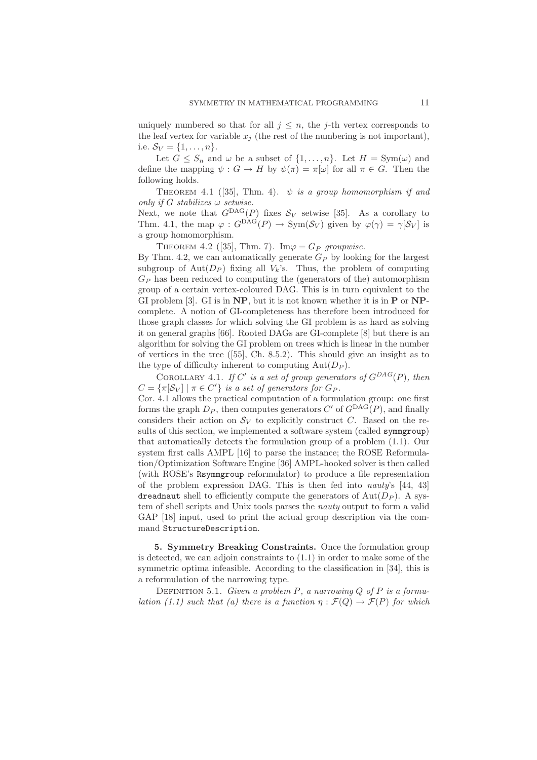uniquely numbered so that for all $j \leq n$, the $j$-th vertex corresponds to the leaf vertex for variable $x_j$ (the rest of the numbering is not important), i.e. $\mathcal{S}_V = \{1, \ldots, n\}$.

Let $G \leq S_n$ and $\omega$ be a subset of $\{1, \ldots, n\}$. Let $H = \mathrm{Sym}(\omega)$ and define the mapping $\psi : G \to H$ by $\psi(\pi) = \pi[\omega]$ for all $\pi \in G$. Then the following holds.

THEOREM 4.1 ([35], Thm. 4). *$\psi$ is a group homomorphism if and only if $G$ stabilizes $\omega$ setwise.*

Next, we note that $G^{\mathrm{DAG}}(P)$ fixes $\mathcal{S}_V$ setwise [35]. As a corollary to Thm. 4.1, the map $\varphi : G^{\mathrm{DAG}}(P) \to \mathrm{Sym}(\mathcal{S}_V)$ given by $\varphi(\gamma) = \gamma[\mathcal{S}_V]$ is a group homomorphism.

THEOREM 4.2 ([35], Thm. 7). *$\mathrm{Im}\varphi = G_P$ groupwise.*

By Thm. 4.2, we can automatically generate $G_P$ by looking for the largest subgroup of $\mathrm{Aut}(D_P)$ fixing all $V_k$'s. Thus, the problem of computing $G_P$ has been reduced to computing the (generators of the) automorphism group of a certain vertex-coloured DAG. This is in turn equivalent to the GI problem [3]. GI is in **NP**, but it is not known whether it is in **P** or **NP**-complete. A notion of GI-completeness has therefore been introduced for those graph classes for which solving the GI problem is as hard as solving it on general graphs [66]. Rooted DAGs are GI-complete [8] but there is an algorithm for solving the GI problem on trees which is linear in the number of vertices in the tree ([55], Ch. 8.5.2). This should give an insight as to the type of difficulty inherent to computing $\mathrm{Aut}(D_P)$.

COROLLARY 4.1. *If $C'$ is a set of group generators of $G^{DAG}(P)$, then $C = \{\pi[\mathcal{S}_V] \mid \pi \in C'\}$ is a set of generators for $G_P$.*

Cor. 4.1 allows the practical computation of a formulation group: one first forms the graph $D_P$, then computes generators $C'$ of $G^{\mathrm{DAG}}(P)$, and finally considers their action on $\mathcal{S}_V$ to explicitly construct $C$. Based on the results of this section, we implemented a software system (called `symmgroup`) that automatically detects the formulation group of a problem (1.1). Our system first calls AMPL [16] to parse the instance; the ROSE Reformulation/Optimization Software Engine [36] AMPL-hooked solver is then called (with ROSE's `Rsymmgroup` reformulator) to produce a file representation of the problem expression DAG. This is then fed into *nauty*'s [44, 43] `dreadnaut` shell to efficiently compute the generators of $\mathrm{Aut}(D_P)$. A system of shell scripts and Unix tools parses the *nauty* output to form a valid GAP [18] input, used to print the actual group description via the command `StructureDescription`.

## 5. Symmetry Breaking Constraints.

Once the formulation group is detected, we can adjoin constraints to (1.1) in order to make some of the symmetric optima infeasible. According to the classification in [34], this is a reformulation of the narrowing type.

DEFINITION 5.1. *Given a problem $P$, a narrowing $Q$ of $P$ is a formulation (1.1) such that (a) there is a function $\eta : \mathcal{F}(Q) \to \mathcal{F}(P)$ for which*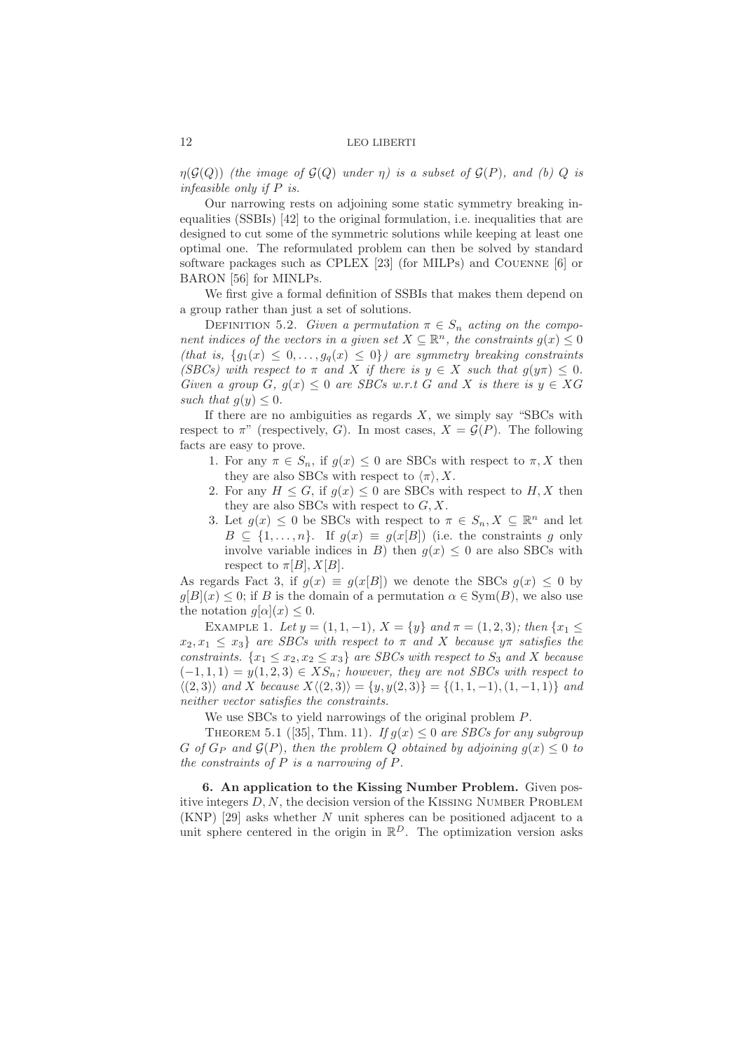$\eta(\mathcal{G}(Q))$ *(the image of* $\mathcal{G}(Q)$ *under* $\eta$*) is a subset of* $\mathcal{G}(P)$*, and (b)* $Q$ *is infeasible only if* $P$ *is.*

Our narrowing rests on adjoining some static symmetry breaking inequalities (SSBIs) [42] to the original formulation, i.e. inequalities that are designed to cut some of the symmetric solutions while keeping at least one optimal one. The reformulated problem can then be solved by standard software packages such as CPLEX [23] (for MILPs) and Couenne [6] or BARON [56] for MINLPs.

We first give a formal definition of SSBIs that makes them depend on a group rather than just a set of solutions.

Definition 5.2. *Given a permutation* $\pi \in S_n$ *acting on the component indices of the vectors in a given set* $X \subseteq \mathbb{R}^n$*, the constraints* $g(x) \leq 0$ *(that is,* $\{g_1(x) \leq 0, \ldots, g_q(x) \leq 0\}$*) are symmetry breaking constraints (SBCs) with respect to* $\pi$ *and* $X$ *if there is* $y \in X$ *such that* $g(y\pi) \leq 0$*. Given a group* $G$*,* $g(x) \leq 0$ *are SBCs w.r.t* $G$ *and* $X$ *is there is* $y \in XG$ *such that* $g(y) \leq 0$*.*

If there are no ambiguities as regards $X$, we simply say "SBCs with respect to $\pi$" (respectively, $G$). In most cases, $X = \mathcal{G}(P)$. The following facts are easy to prove.

1. For any $\pi \in S_n$, if $g(x) \leq 0$ are SBCs with respect to $\pi, X$ then they are also SBCs with respect to $\langle \pi \rangle, X$.
2. For any $H \leq G$, if $g(x) \leq 0$ are SBCs with respect to $H, X$ then they are also SBCs with respect to $G, X$.
3. Let $g(x) \leq 0$ be SBCs with respect to $\pi \in S_n, X \subseteq \mathbb{R}^n$ and let $B \subseteq \{1, \ldots, n\}$. If $g(x) \equiv g(x[B])$ (i.e. the constraints $g$ only involve variable indices in $B$) then $g(x) \leq 0$ are also SBCs with respect to $\pi[B], X[B]$.

As regards Fact 3, if $g(x) \equiv g(x[B])$ we denote the SBCs $g(x) \leq 0$ by $g[B](x) \leq 0$; if $B$ is the domain of a permutation $\alpha \in \mathrm{Sym}(B)$, we also use the notation $g[\alpha](x) \leq 0$.

Example 1. *Let* $y = (1, 1, -1)$*,* $X = \{y\}$ *and* $\pi = (1, 2, 3)$*; then* $\{x_1 \leq x_2, x_1 \leq x_3\}$ *are SBCs with respect to* $\pi$ *and* $X$ *because* $y\pi$ *satisfies the constraints.* $\{x_1 \leq x_2, x_2 \leq x_3\}$ *are SBCs with respect to* $S_3$ *and* $X$ *because* $(-1, 1, 1) = y(1, 2, 3) \in XS_n$*; however, they are not SBCs with respect to* $\langle (2, 3) \rangle$ *and* $X$ *because* $X\langle (2, 3) \rangle = \{y, y(2, 3)\} = \{(1, 1, -1), (1, -1, 1)\}$ *and neither vector satisfies the constraints.*

We use SBCs to yield narrowings of the original problem $P$.

Theorem 5.1 ([35], Thm. 11). *If* $g(x) \leq 0$ *are SBCs for any subgroup* $G$ *of* $G_P$ *and* $\mathcal{G}(P)$*, then the problem* $Q$ *obtained by adjoining* $g(x) \leq 0$ *to the constraints of* $P$ *is a narrowing of* $P$*.*

## 6. An application to the Kissing Number Problem.

Given positive integers $D, N$, the decision version of the Kissing Number Problem (KNP) [29] asks whether $N$ unit spheres can be positioned adjacent to a unit sphere centered in the origin in $\mathbb{R}^D$. The optimization version asks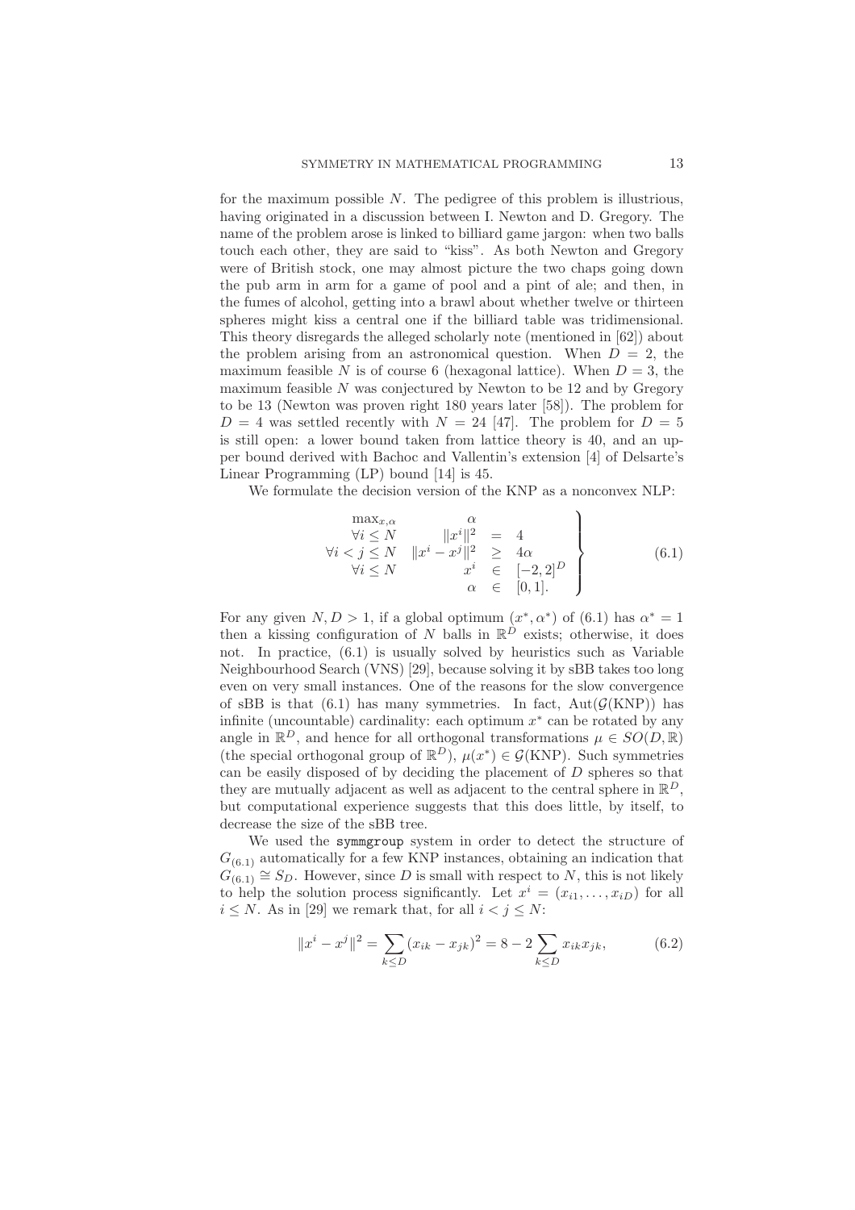for the maximum possible $N$. The pedigree of this problem is illustrious, having originated in a discussion between I. Newton and D. Gregory. The name of the problem arose is linked to billiard game jargon: when two balls touch each other, they are said to "kiss". As both Newton and Gregory were of British stock, one may almost picture the two chaps going down the pub arm in arm for a game of pool and a pint of ale; and then, in the fumes of alcohol, getting into a brawl about whether twelve or thirteen spheres might kiss a central one if the billiard table was tridimensional. This theory disregards the alleged scholarly note (mentioned in [62]) about the problem arising from an astronomical question. When $D = 2$, the maximum feasible $N$ is of course 6 (hexagonal lattice). When $D = 3$, the maximum feasible $N$ was conjectured by Newton to be 12 and by Gregory to be 13 (Newton was proven right 180 years later [58]). The problem for $D = 4$ was settled recently with $N = 24$ [47]. The problem for $D = 5$ is still open: a lower bound taken from lattice theory is 40, and an upper bound derived with Bachoc and Vallentin's extension [4] of Delsarte's Linear Programming (LP) bound [14] is 45.

We formulate the decision version of the KNP as a nonconvex NLP:

$$\left.\begin{array}{rrcl} \max_{x,\alpha} & \alpha & & \\ \forall i \le N & \|x^i\|^2 & = & 4 \\ \forall i < j \le N & \|x^i - x^j\|^2 & \ge & 4\alpha \\ \forall i \le N & x^i & \in & [-2,2]^D \\ & \alpha & \in & [0,1]. \end{array}\right\} \tag{6.1}$$

For any given $N, D > 1$, if a global optimum $(x^*, \alpha^*)$ of (6.1) has $\alpha^* = 1$ then a kissing configuration of $N$ balls in $\mathbb{R}^D$ exists; otherwise, it does not. In practice, (6.1) is usually solved by heuristics such as Variable Neighbourhood Search (VNS) [29], because solving it by sBB takes too long even on very small instances. One of the reasons for the slow convergence of sBB is that (6.1) has many symmetries. In fact, $\mathrm{Aut}(\mathcal{G}(\mathrm{KNP}))$ has infinite (uncountable) cardinality: each optimum $x^*$ can be rotated by any angle in $\mathbb{R}^D$, and hence for all orthogonal transformations $\mu \in SO(D, \mathbb{R})$ (the special orthogonal group of $\mathbb{R}^D$), $\mu(x^*) \in \mathcal{G}(\mathrm{KNP})$. Such symmetries can be easily disposed of by deciding the placement of $D$ spheres so that they are mutually adjacent as well as adjacent to the central sphere in $\mathbb{R}^D$, but computational experience suggests that this does little, by itself, to decrease the size of the sBB tree.

We used the `symmgroup` system in order to detect the structure of $G_{(6.1)}$ automatically for a few KNP instances, obtaining an indication that $G_{(6.1)} \cong S_D$. However, since $D$ is small with respect to $N$, this is not likely to help the solution process significantly. Let $x^i = (x_{i1}, \ldots, x_{iD})$ for all $i \le N$. As in [29] we remark that, for all $i < j \le N$:

$$\|x^i - x^j\|^2 = \sum_{k \le D} (x_{ik} - x_{jk})^2 = 8 - 2 \sum_{k \le D} x_{ik} x_{jk}, \tag{6.2}$$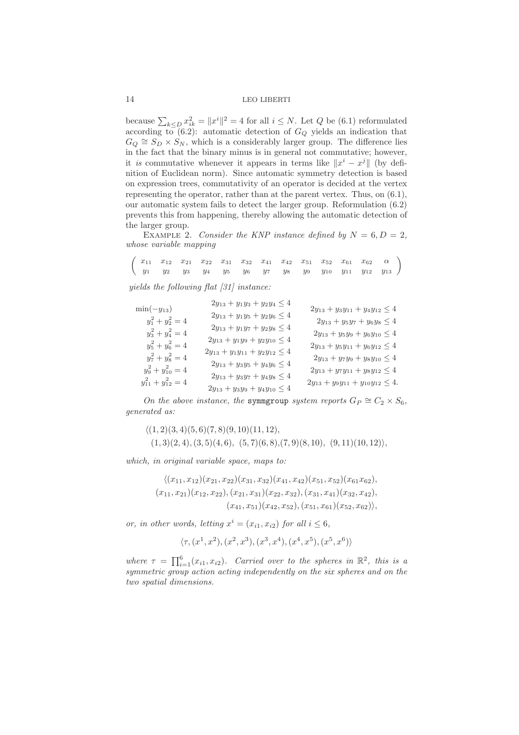because $\sum_{k\le D} x_{ik}^2 = \|x^i\|^2 = 4$ for all $i \le N$. Let $Q$ be (6.1) reformulated according to (6.2): automatic detection of $G_Q$ yields an indication that $G_Q \cong S_D \times S_N$, which is a considerably larger group. The difference lies in the fact that the binary minus is in general not commutative; however, it *is* commutative whenever it appears in terms like $\|x^i - x^j\|$ (by definition of Euclidean norm). Since automatic symmetry detection is based on expression trees, commutativity of an operator is decided at the vertex representing the operator, rather than at the parent vertex. Thus, on (6.1), our automatic system fails to detect the larger group. Reformulation (6.2) prevents this from happening, thereby allowing the automatic detection of the larger group.

Example 2. *Consider the KNP instance defined by $N = 6, D = 2$, whose variable mapping*

$$\begin{pmatrix} x_{11} & x_{12} & x_{21} & x_{22} & x_{31} & x_{32} & x_{41} & x_{42} & x_{51} & x_{52} & x_{61} & x_{62} & \alpha \\ y_1 & y_2 & y_3 & y_4 & y_5 & y_6 & y_7 & y_8 & y_9 & y_{10} & y_{11} & y_{12} & y_{13} \end{pmatrix}$$

*yields the following flat [31] instance:*

$$\begin{array}{lll}
\min(-y_{13}) & 2y_{13} + y_1y_3 + y_2y_4 \le 4 & 2y_{13} + y_3y_{11} + y_4y_{12} \le 4 \\
y_1^2 + y_2^2 = 4 & 2y_{13} + y_1y_5 + y_2y_6 \le 4 & 2y_{13} + y_5y_7 + y_6y_8 \le 4 \\
y_3^2 + y_4^2 = 4 & 2y_{13} + y_1y_7 + y_2y_8 \le 4 & 2y_{13} + y_5y_9 + y_6y_{10} \le 4 \\
y_5^2 + y_6^2 = 4 & 2y_{13} + y_1y_9 + y_2y_{10} \le 4 & 2y_{13} + y_5y_{11} + y_6y_{12} \le 4 \\
y_7^2 + y_8^2 = 4 & 2y_{13} + y_1y_{11} + y_2y_{12} \le 4 & 2y_{13} + y_7y_9 + y_8y_{10} \le 4 \\
y_9^2 + y_{10}^2 = 4 & 2y_{13} + y_3y_5 + y_4y_6 \le 4 & 2y_{13} + y_7y_{11} + y_8y_{12} \le 4 \\
y_{11}^2 + y_{12}^2 = 4 & 2y_{13} + y_3y_7 + y_4y_8 \le 4 & 2y_{13} + y_9y_{11} + y_{10}y_{12} \le 4. \\
 & 2y_{13} + y_3y_9 + y_4y_{10} \le 4 &
\end{array}$$

*On the above instance, the* `symmgroup` *system reports $G_P \cong C_2 \times S_6$, generated as:*

$$\langle (1,2)(3,4)(5,6)(7,8)(9,10)(11,12), \\ (1,3)(2,4), (3,5)(4,6),\ (5,7)(6,8), (7,9)(8,10),\ (9,11)(10,12) \rangle,$$

*which, in original variable space, maps to:*

$$\langle (x_{11},x_{12})(x_{21},x_{22})(x_{31},x_{32})(x_{41},x_{42})(x_{51},x_{52})(x_{61}x_{62}), \\ (x_{11},x_{21})(x_{12},x_{22}), (x_{21},x_{31})(x_{22},x_{32}), (x_{31},x_{41})(x_{32},x_{42}), \\ (x_{41},x_{51})(x_{42},x_{52}), (x_{51},x_{61})(x_{52},x_{62}) \rangle,$$

*or, in other words, letting $x^i = (x_{i1}, x_{i2})$ for all $i \le 6$,*

$$\langle \tau, (x^1,x^2), (x^2,x^3), (x^3,x^4), (x^4,x^5), (x^5,x^6) \rangle$$

*where $\tau = \prod_{i=1}^{6}(x_{i1}, x_{i2})$. Carried over to the spheres in $\mathbb{R}^2$, this is a symmetric group action acting independently on the six spheres and on the two spatial dimensions.*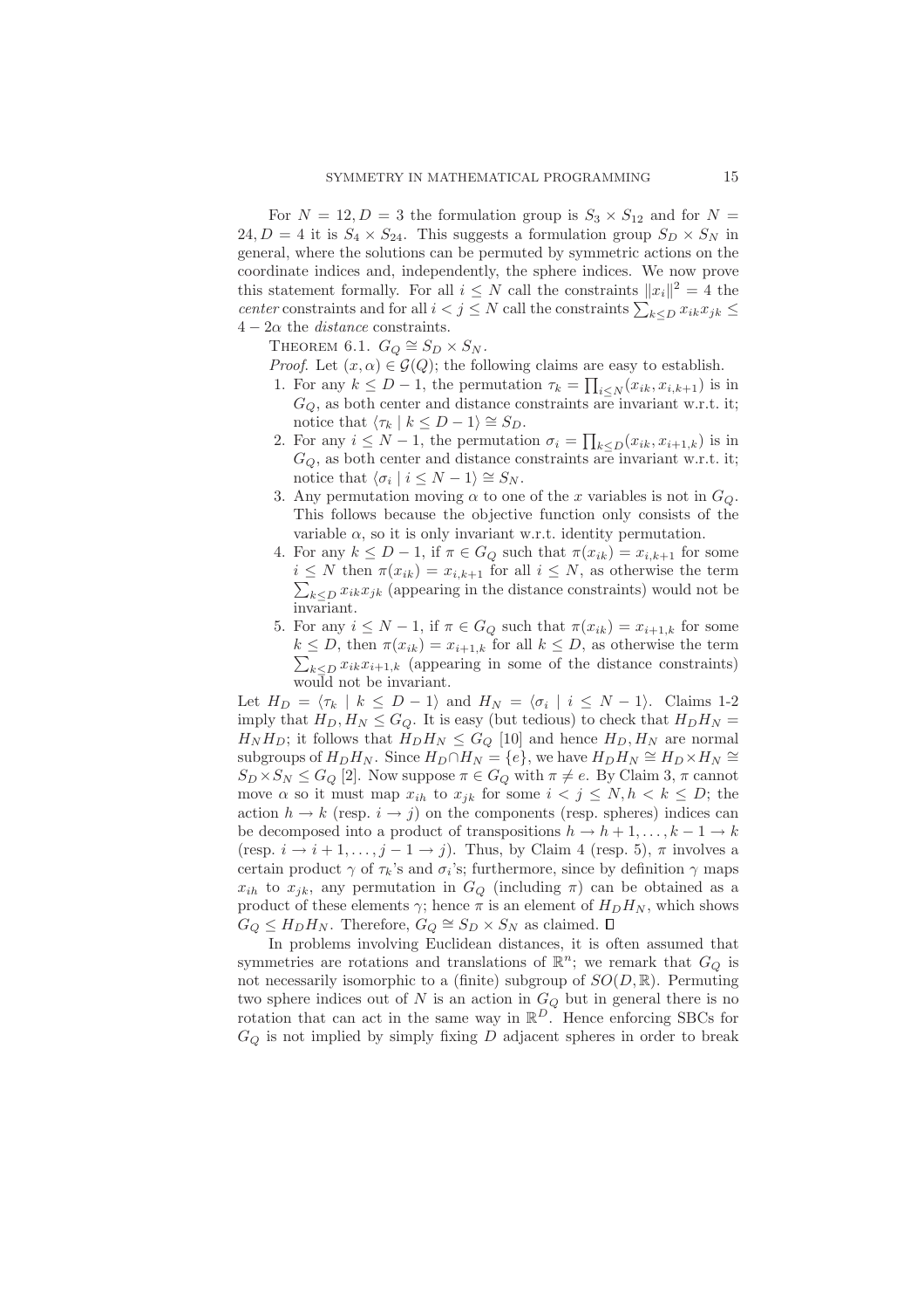For $N = 12, D = 3$ the formulation group is $S_3 \times S_{12}$ and for $N = 24, D = 4$ it is $S_4 \times S_{24}$. This suggests a formulation group $S_D \times S_N$ in general, where the solutions can be permuted by symmetric actions on the coordinate indices and, independently, the sphere indices. We now prove this statement formally. For all $i \leq N$ call the constraints $\|x_i\|^2 = 4$ the *center* constraints and for all $i < j \leq N$ call the constraints $\sum_{k \leq D} x_{ik} x_{jk} \leq 4 - 2\alpha$ the *distance* constraints.

THEOREM 6.1. $G_Q \cong S_D \times S_N$.

*Proof.* Let $(x, \alpha) \in \mathcal{G}(Q)$; the following claims are easy to establish.

1. For any $k \leq D - 1$, the permutation $\tau_k = \prod_{i \leq N} (x_{ik}, x_{i,k+1})$ is in $G_Q$, as both center and distance constraints are invariant w.r.t. it; notice that $\langle \tau_k \mid k \leq D - 1 \rangle \cong S_D$.
2. For any $i \leq N - 1$, the permutation $\sigma_i = \prod_{k \leq D} (x_{ik}, x_{i+1,k})$ is in $G_Q$, as both center and distance constraints are invariant w.r.t. it; notice that $\langle \sigma_i \mid i \leq N - 1 \rangle \cong S_N$.
3. Any permutation moving $\alpha$ to one of the $x$ variables is not in $G_Q$. This follows because the objective function only consists of the variable $\alpha$, so it is only invariant w.r.t. identity permutation.
4. For any $k \leq D - 1$, if $\pi \in G_Q$ such that $\pi(x_{ik}) = x_{i,k+1}$ for some $i \leq N$ then $\pi(x_{ik}) = x_{i,k+1}$ for all $i \leq N$, as otherwise the term $\sum_{k \leq D} x_{ik} x_{jk}$ (appearing in the distance constraints) would not be invariant.
5. For any $i \leq N - 1$, if $\pi \in G_Q$ such that $\pi(x_{ik}) = x_{i+1,k}$ for some $k \leq D$, then $\pi(x_{ik}) = x_{i+1,k}$ for all $k \leq D$, as otherwise the term $\sum_{k \leq D} x_{ik} x_{i+1,k}$ (appearing in some of the distance constraints) would not be invariant.

Let $H_D = \langle \tau_k \mid k \leq D - 1 \rangle$ and $H_N = \langle \sigma_i \mid i \leq N - 1 \rangle$. Claims 1-2 imply that $H_D, H_N \leq G_Q$. It is easy (but tedious) to check that $H_D H_N = H_N H_D$; it follows that $H_D H_N \leq G_Q$ [10] and hence $H_D, H_N$ are normal subgroups of $H_D H_N$. Since $H_D \cap H_N = \{e\}$, we have $H_D H_N \cong H_D \times H_N \cong S_D \times S_N \leq G_Q$ [2]. Now suppose $\pi \in G_Q$ with $\pi \neq e$. By Claim 3, $\pi$ cannot move $\alpha$ so it must map $x_{ih}$ to $x_{jk}$ for some $i < j \leq N, h < k \leq D$; the action $h \to k$ (resp. $i \to j$) on the components (resp. spheres) indices can be decomposed into a product of transpositions $h \to h + 1, \ldots, k - 1 \to k$ (resp. $i \to i + 1, \ldots, j - 1 \to j$). Thus, by Claim 4 (resp. 5), $\pi$ involves a certain product $\gamma$ of $\tau_k$'s and $\sigma_i$'s; furthermore, since by definition $\gamma$ maps $x_{ih}$ to $x_{jk}$, any permutation in $G_Q$ (including $\pi$) can be obtained as a product of these elements $\gamma$; hence $\pi$ is an element of $H_D H_N$, which shows $G_Q \leq H_D H_N$. Therefore, $G_Q \cong S_D \times S_N$ as claimed. □

In problems involving Euclidean distances, it is often assumed that symmetries are rotations and translations of $\mathbb{R}^n$; we remark that $G_Q$ is not necessarily isomorphic to a (finite) subgroup of $SO(D, \mathbb{R})$. Permuting two sphere indices out of $N$ is an action in $G_Q$ but in general there is no rotation that can act in the same way in $\mathbb{R}^D$. Hence enforcing SBCs for $G_Q$ is not implied by simply fixing $D$ adjacent spheres in order to break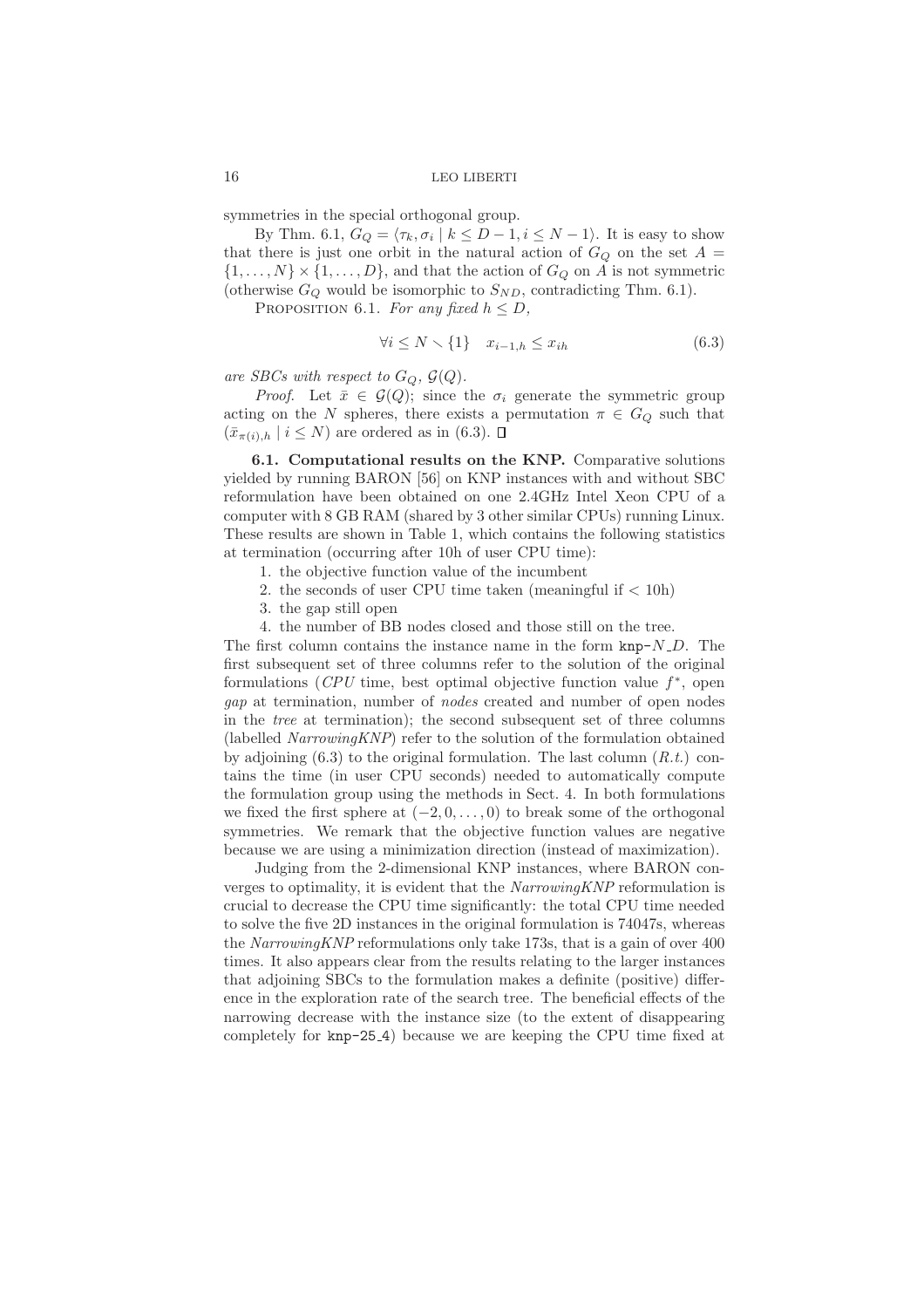symmetries in the special orthogonal group.

By Thm. 6.1, $G_Q = \langle \tau_k, \sigma_i \mid k \leq D-1, i \leq N-1 \rangle$. It is easy to show that there is just one orbit in the natural action of $G_Q$ on the set $A = \{1, \ldots, N\} \times \{1, \ldots, D\}$, and that the action of $G_Q$ on $A$ is not symmetric (otherwise $G_Q$ would be isomorphic to $S_{ND}$, contradicting Thm. 6.1).

PROPOSITION 6.1. *For any fixed $h \leq D$,*

$$\forall i \leq N \smallsetminus \{1\} \quad x_{i-1,h} \leq x_{ih} \tag{6.3}$$

*are SBCs with respect to $G_Q$, $\mathcal{G}(Q)$.*

*Proof.* Let $\bar{x} \in \mathcal{G}(Q)$; since the $\sigma_i$ generate the symmetric group acting on the $N$ spheres, there exists a permutation $\pi \in G_Q$ such that $(\bar{x}_{\pi(i),h} \mid i \leq N)$ are ordered as in (6.3). □

**6.1. Computational results on the KNP.** Comparative solutions yielded by running BARON [56] on KNP instances with and without SBC reformulation have been obtained on one 2.4GHz Intel Xeon CPU of a computer with 8 GB RAM (shared by 3 other similar CPUs) running Linux. These results are shown in Table 1, which contains the following statistics at termination (occurring after 10h of user CPU time):

1. the objective function value of the incumbent
2. the seconds of user CPU time taken (meaningful if < 10h)
3. the gap still open
4. the number of BB nodes closed and those still on the tree.

The first column contains the instance name in the form knp-$N$_$D$. The first subsequent set of three columns refer to the solution of the original formulations (*CPU* time, best optimal objective function value $f^*$, open *gap* at termination, number of *nodes* created and number of open nodes in the *tree* at termination); the second subsequent set of three columns (labelled *NarrowingKNP*) refer to the solution of the formulation obtained by adjoining (6.3) to the original formulation. The last column (*R.t.*) contains the time (in user CPU seconds) needed to automatically compute the formulation group using the methods in Sect. 4. In both formulations we fixed the first sphere at $(-2, 0, \ldots, 0)$ to break some of the orthogonal symmetries. We remark that the objective function values are negative because we are using a minimization direction (instead of maximization).

Judging from the 2-dimensional KNP instances, where BARON converges to optimality, it is evident that the *NarrowingKNP* reformulation is crucial to decrease the CPU time significantly: the total CPU time needed to solve the five 2D instances in the original formulation is 74047s, whereas the *NarrowingKNP* reformulations only take 173s, that is a gain of over 400 times. It also appears clear from the results relating to the larger instances that adjoining SBCs to the formulation makes a definite (positive) difference in the exploration rate of the search tree. The beneficial effects of the narrowing decrease with the instance size (to the extent of disappearing completely for knp-25_4) because we are keeping the CPU time fixed at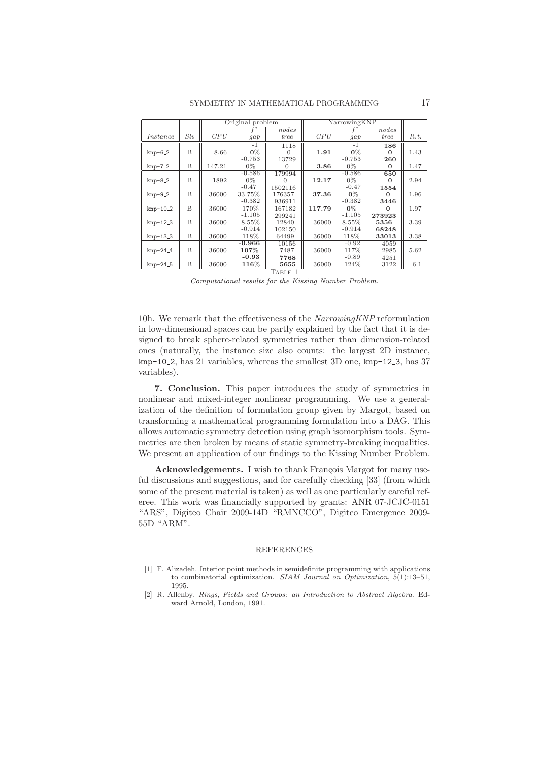| | | Original problem | | | NarrowingKNP | | | |
|---|---|---|---|---|---|---|---|---|
| *Instance* | *Slv* | *CPU* | $f^*$ *gap* | *nodes tree* | *CPU* | $f^*$ *gap* | *nodes tree* | *R.t.* |
| knp-6_2 | B | 8.66 | -1 **0**% | 1118 0 | **1.91** | -1 **0**% | **186** **0** | 1.43 |
| knp-7_2 | B | 147.21 | -0.753 0% | 13729 0 | **3.86** | -0.753 0% | **260** **0** | 1.47 |
| knp-8_2 | B | 1892 | -0.586 0% | 179994 0 | **12.17** | -0.586 0% | **650** **0** | 2.94 |
| knp-9_2 | B | 36000 | -0.47 33.75% | 1502116 176357 | **37.36** | -0.47 **0**% | **1554** **0** | 1.96 |
| knp-10_2 | B | 36000 | -0.382 170% | 936911 167182 | **117.79** | -0.382 **0**% | **3446** **0** | 1.97 |
| knp-12_3 | B | 36000 | -1.105 8.55% | 299241 12840 | 36000 | -1.105 8.55% | **273923** **5356** | 3.39 |
| knp-13_3 | B | 36000 | -0.914 118% | 102150 64499 | 36000 | -0.914 118% | **68248** **33013** | 3.38 |
| knp-24_4 | B | 36000 | **-0.966** **107**% | 10156 7487 | 36000 | -0.92 117% | 4059 2985 | 5.62 |
| knp-24_5 | B | 36000 | **-0.93** **116**% | **7768** **5655** | 36000 | -0.89 124% | 4251 3122 | 6.1 |

TABLE 1

*Computational results for the Kissing Number Problem.*

10h. We remark that the effectiveness of the *NarrowingKNP* reformulation in low-dimensional spaces can be partly explained by the fact that it is designed to break sphere-related symmetries rather than dimension-related ones (naturally, the instance size also counts: the largest 2D instance, knp-10_2, has 21 variables, whereas the smallest 3D one, knp-12_3, has 37 variables).

**7. Conclusion.** This paper introduces the study of symmetries in nonlinear and mixed-integer nonlinear programming. We use a generalization of the definition of formulation group given by Margot, based on transforming a mathematical programming formulation into a DAG. This allows automatic symmetry detection using graph isomorphism tools. Symmetries are then broken by means of static symmetry-breaking inequalities. We present an application of our findings to the Kissing Number Problem.

**Acknowledgements.** I wish to thank François Margot for many useful discussions and suggestions, and for carefully checking [33] (from which some of the present material is taken) as well as one particularly careful referee. This work was financially supported by grants: ANR 07-JCJC-0151 "ARS", Digiteo Chair 2009-14D "RMNCCO", Digiteo Emergence 2009-55D "ARM".

## REFERENCES

[1] F. Alizadeh. Interior point methods in semidefinite programming with applications to combinatorial optimization. *SIAM Journal on Optimization*, 5(1):13–51, 1995.

[2] R. Allenby. *Rings, Fields and Groups: an Introduction to Abstract Algebra*. Edward Arnold, London, 1991.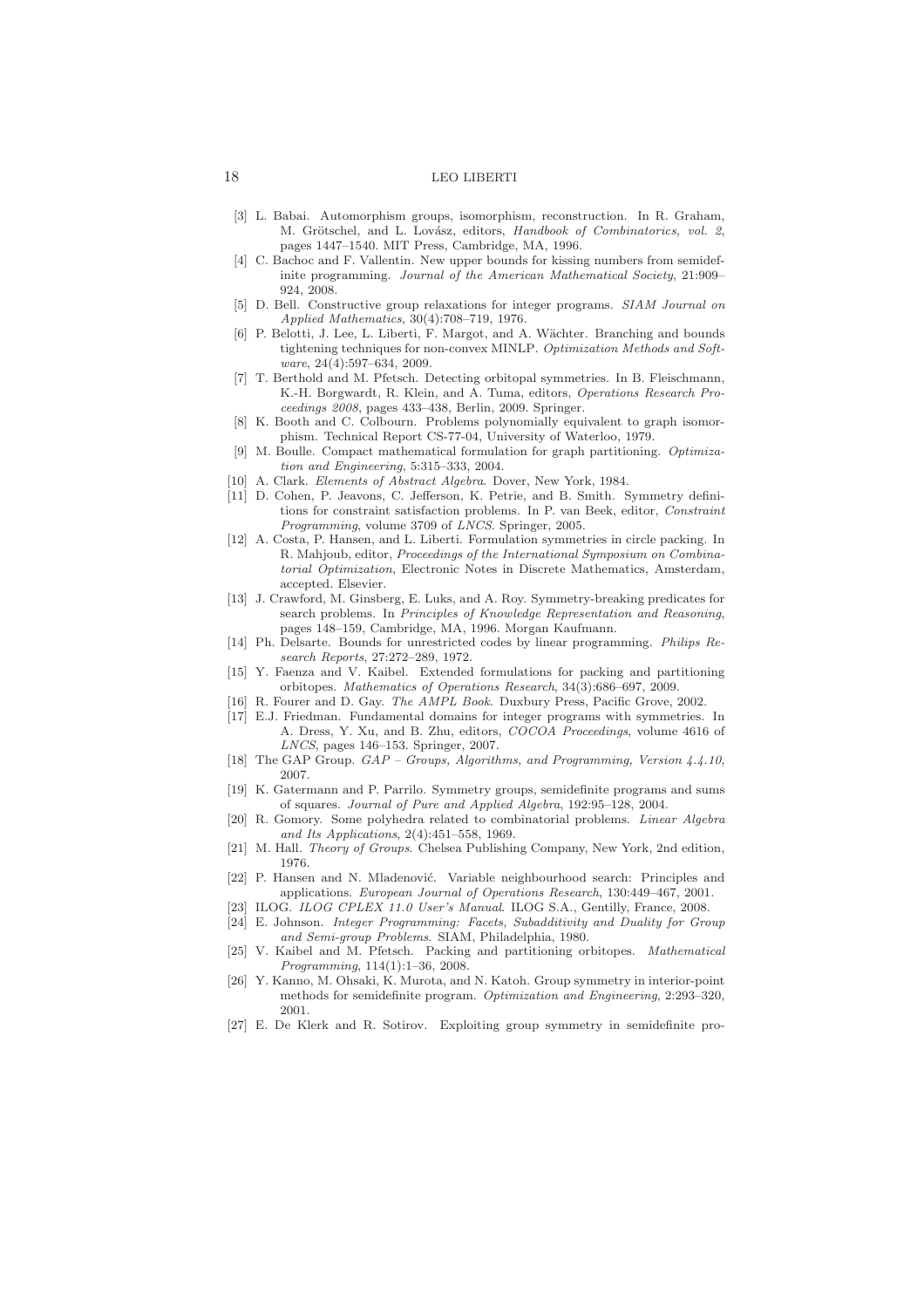[3] L. Babai. Automorphism groups, isomorphism, reconstruction. In R. Graham, M. Grötschel, and L. Lovász, editors, *Handbook of Combinatorics, vol. 2*, pages 1447–1540. MIT Press, Cambridge, MA, 1996.

[4] C. Bachoc and F. Vallentin. New upper bounds for kissing numbers from semidefinite programming. *Journal of the American Mathematical Society*, 21:909–924, 2008.

[5] D. Bell. Constructive group relaxations for integer programs. *SIAM Journal on Applied Mathematics*, 30(4):708–719, 1976.

[6] P. Belotti, J. Lee, L. Liberti, F. Margot, and A. Wächter. Branching and bounds tightening techniques for non-convex MINLP. *Optimization Methods and Software*, 24(4):597–634, 2009.

[7] T. Berthold and M. Pfetsch. Detecting orbitopal symmetries. In B. Fleischmann, K.-H. Borgwardt, R. Klein, and A. Tuma, editors, *Operations Research Proceedings 2008*, pages 433–438, Berlin, 2009. Springer.

[8] K. Booth and C. Colbourn. Problems polynomially equivalent to graph isomorphism. Technical Report CS-77-04, University of Waterloo, 1979.

[9] M. Boulle. Compact mathematical formulation for graph partitioning. *Optimization and Engineering*, 5:315–333, 2004.

[10] A. Clark. *Elements of Abstract Algebra*. Dover, New York, 1984.

[11] D. Cohen, P. Jeavons, C. Jefferson, K. Petrie, and B. Smith. Symmetry definitions for constraint satisfaction problems. In P. van Beek, editor, *Constraint Programming*, volume 3709 of *LNCS*. Springer, 2005.

[12] A. Costa, P. Hansen, and L. Liberti. Formulation symmetries in circle packing. In R. Mahjoub, editor, *Proceedings of the International Symposium on Combinatorial Optimization*, Electronic Notes in Discrete Mathematics, Amsterdam, accepted. Elsevier.

[13] J. Crawford, M. Ginsberg, E. Luks, and A. Roy. Symmetry-breaking predicates for search problems. In *Principles of Knowledge Representation and Reasoning*, pages 148–159, Cambridge, MA, 1996. Morgan Kaufmann.

[14] Ph. Delsarte. Bounds for unrestricted codes by linear programming. *Philips Research Reports*, 27:272–289, 1972.

[15] Y. Faenza and V. Kaibel. Extended formulations for packing and partitioning orbitopes. *Mathematics of Operations Research*, 34(3):686–697, 2009.

[16] R. Fourer and D. Gay. *The AMPL Book*. Duxbury Press, Pacific Grove, 2002.

[17] E.J. Friedman. Fundamental domains for integer programs with symmetries. In A. Dress, Y. Xu, and B. Zhu, editors, *COCOA Proceedings*, volume 4616 of *LNCS*, pages 146–153. Springer, 2007.

[18] The GAP Group. *GAP – Groups, Algorithms, and Programming, Version 4.4.10*, 2007.

[19] K. Gatermann and P. Parrilo. Symmetry groups, semidefinite programs and sums of squares. *Journal of Pure and Applied Algebra*, 192:95–128, 2004.

[20] R. Gomory. Some polyhedra related to combinatorial problems. *Linear Algebra and Its Applications*, 2(4):451–558, 1969.

[21] M. Hall. *Theory of Groups*. Chelsea Publishing Company, New York, 2nd edition, 1976.

[22] P. Hansen and N. Mladenović. Variable neighbourhood search: Principles and applications. *European Journal of Operations Research*, 130:449–467, 2001.

[23] ILOG. *ILOG CPLEX 11.0 User's Manual*. ILOG S.A., Gentilly, France, 2008.

[24] E. Johnson. *Integer Programming: Facets, Subadditivity and Duality for Group and Semi-group Problems*. SIAM, Philadelphia, 1980.

[25] V. Kaibel and M. Pfetsch. Packing and partitioning orbitopes. *Mathematical Programming*, 114(1):1–36, 2008.

[26] Y. Kanno, M. Ohsaki, K. Murota, and N. Katoh. Group symmetry in interior-point methods for semidefinite program. *Optimization and Engineering*, 2:293–320, 2001.

[27] E. De Klerk and R. Sotirov. Exploiting group symmetry in semidefinite pro-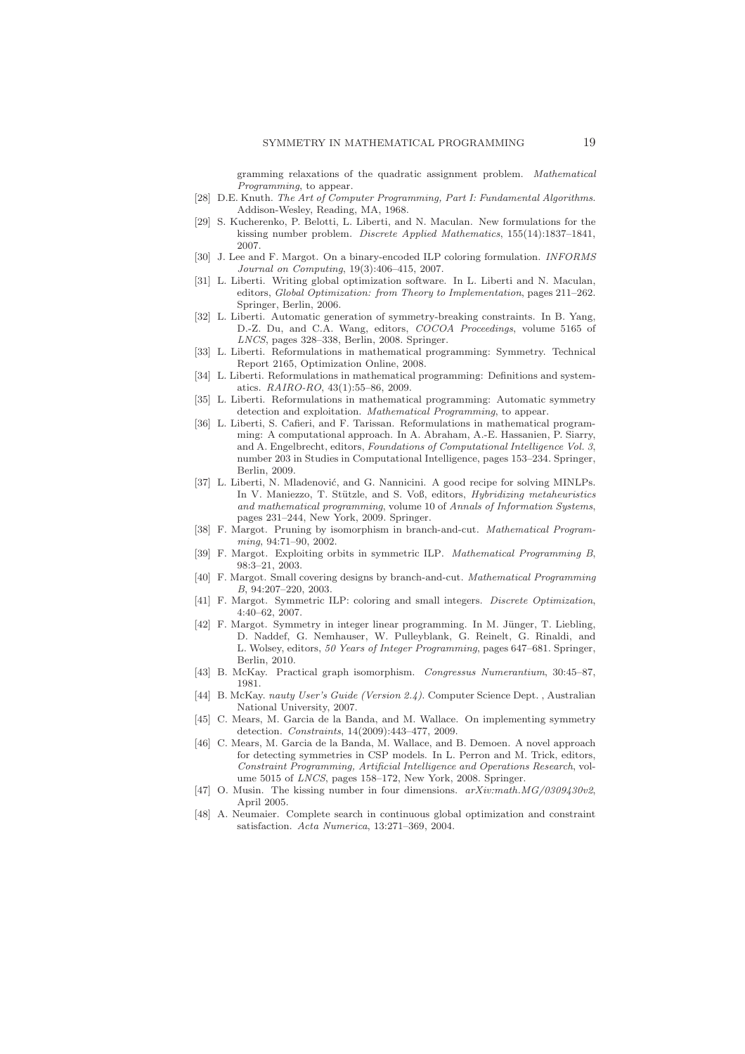gramming relaxations of the quadratic assignment problem. *Mathematical Programming*, to appear.

[28] D.E. Knuth. *The Art of Computer Programming, Part I: Fundamental Algorithms*. Addison-Wesley, Reading, MA, 1968.

[29] S. Kucherenko, P. Belotti, L. Liberti, and N. Maculan. New formulations for the kissing number problem. *Discrete Applied Mathematics*, 155(14):1837–1841, 2007.

[30] J. Lee and F. Margot. On a binary-encoded ILP coloring formulation. *INFORMS Journal on Computing*, 19(3):406–415, 2007.

[31] L. Liberti. Writing global optimization software. In L. Liberti and N. Maculan, editors, *Global Optimization: from Theory to Implementation*, pages 211–262. Springer, Berlin, 2006.

[32] L. Liberti. Automatic generation of symmetry-breaking constraints. In B. Yang, D.-Z. Du, and C.A. Wang, editors, *COCOA Proceedings*, volume 5165 of *LNCS*, pages 328–338, Berlin, 2008. Springer.

[33] L. Liberti. Reformulations in mathematical programming: Symmetry. Technical Report 2165, Optimization Online, 2008.

[34] L. Liberti. Reformulations in mathematical programming: Definitions and systematics. *RAIRO-RO*, 43(1):55–86, 2009.

[35] L. Liberti. Reformulations in mathematical programming: Automatic symmetry detection and exploitation. *Mathematical Programming*, to appear.

[36] L. Liberti, S. Cafieri, and F. Tarissan. Reformulations in mathematical programming: A computational approach. In A. Abraham, A.-E. Hassanien, P. Siarry, and A. Engelbrecht, editors, *Foundations of Computational Intelligence Vol. 3*, number 203 in Studies in Computational Intelligence, pages 153–234. Springer, Berlin, 2009.

[37] L. Liberti, N. Mladenović, and G. Nannicini. A good recipe for solving MINLPs. In V. Maniezzo, T. Stützle, and S. Voß, editors, *Hybridizing metaheuristics and mathematical programming*, volume 10 of *Annals of Information Systems*, pages 231–244, New York, 2009. Springer.

[38] F. Margot. Pruning by isomorphism in branch-and-cut. *Mathematical Programming*, 94:71–90, 2002.

[39] F. Margot. Exploiting orbits in symmetric ILP. *Mathematical Programming B*, 98:3–21, 2003.

[40] F. Margot. Small covering designs by branch-and-cut. *Mathematical Programming B*, 94:207–220, 2003.

[41] F. Margot. Symmetric ILP: coloring and small integers. *Discrete Optimization*, 4:40–62, 2007.

[42] F. Margot. Symmetry in integer linear programming. In M. Jünger, T. Liebling, D. Naddef, G. Nemhauser, W. Pulleyblank, G. Reinelt, G. Rinaldi, and L. Wolsey, editors, *50 Years of Integer Programming*, pages 647–681. Springer, Berlin, 2010.

[43] B. McKay. Practical graph isomorphism. *Congressus Numerantium*, 30:45–87, 1981.

[44] B. McKay. *nauty User's Guide (Version 2.4)*. Computer Science Dept. , Australian National University, 2007.

[45] C. Mears, M. Garcia de la Banda, and M. Wallace. On implementing symmetry detection. *Constraints*, 14(2009):443–477, 2009.

[46] C. Mears, M. Garcia de la Banda, M. Wallace, and B. Demoen. A novel approach for detecting symmetries in CSP models. In L. Perron and M. Trick, editors, *Constraint Programming, Artificial Intelligence and Operations Research*, volume 5015 of *LNCS*, pages 158–172, New York, 2008. Springer.

[47] O. Musin. The kissing number in four dimensions. *arXiv:math.MG/0309430v2*, April 2005.

[48] A. Neumaier. Complete search in continuous global optimization and constraint satisfaction. *Acta Numerica*, 13:271–369, 2004.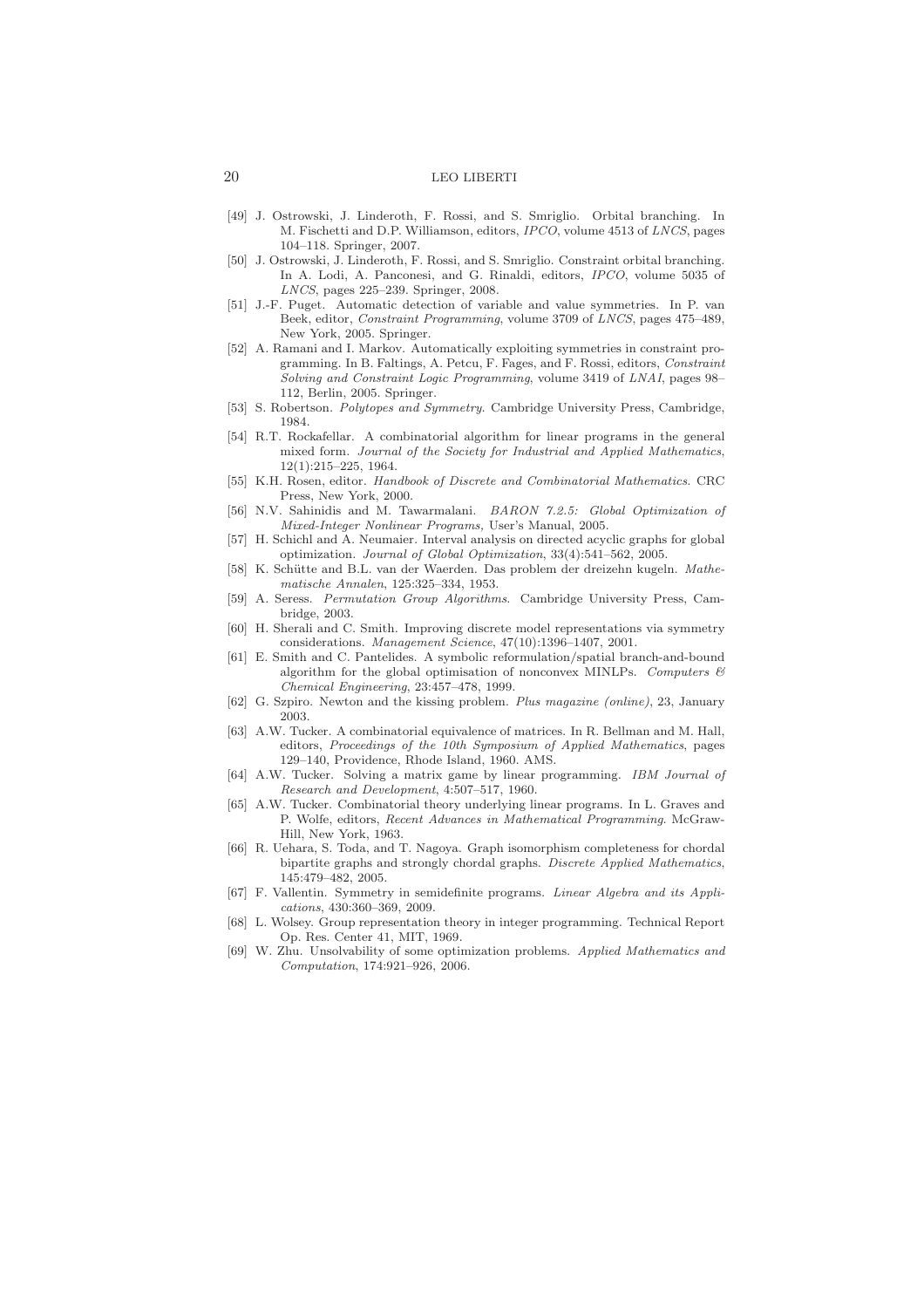[49] J. Ostrowski, J. Linderoth, F. Rossi, and S. Smriglio. Orbital branching. In M. Fischetti and D.P. Williamson, editors, *IPCO*, volume 4513 of *LNCS*, pages 104–118. Springer, 2007.

[50] J. Ostrowski, J. Linderoth, F. Rossi, and S. Smriglio. Constraint orbital branching. In A. Lodi, A. Panconesi, and G. Rinaldi, editors, *IPCO*, volume 5035 of *LNCS*, pages 225–239. Springer, 2008.

[51] J.-F. Puget. Automatic detection of variable and value symmetries. In P. van Beek, editor, *Constraint Programming*, volume 3709 of *LNCS*, pages 475–489, New York, 2005. Springer.

[52] A. Ramani and I. Markov. Automatically exploiting symmetries in constraint programming. In B. Faltings, A. Petcu, F. Fages, and F. Rossi, editors, *Constraint Solving and Constraint Logic Programming*, volume 3419 of *LNAI*, pages 98–112, Berlin, 2005. Springer.

[53] S. Robertson. *Polytopes and Symmetry*. Cambridge University Press, Cambridge, 1984.

[54] R.T. Rockafellar. A combinatorial algorithm for linear programs in the general mixed form. *Journal of the Society for Industrial and Applied Mathematics*, 12(1):215–225, 1964.

[55] K.H. Rosen, editor. *Handbook of Discrete and Combinatorial Mathematics*. CRC Press, New York, 2000.

[56] N.V. Sahinidis and M. Tawarmalani. *BARON 7.2.5: Global Optimization of Mixed-Integer Nonlinear Programs*, User's Manual, 2005.

[57] H. Schichl and A. Neumaier. Interval analysis on directed acyclic graphs for global optimization. *Journal of Global Optimization*, 33(4):541–562, 2005.

[58] K. Schütte and B.L. van der Waerden. Das problem der dreizehn kugeln. *Mathematische Annalen*, 125:325–334, 1953.

[59] A. Seress. *Permutation Group Algorithms*. Cambridge University Press, Cambridge, 2003.

[60] H. Sherali and C. Smith. Improving discrete model representations via symmetry considerations. *Management Science*, 47(10):1396–1407, 2001.

[61] E. Smith and C. Pantelides. A symbolic reformulation/spatial branch-and-bound algorithm for the global optimisation of nonconvex MINLPs. *Computers & Chemical Engineering*, 23:457–478, 1999.

[62] G. Szpiro. Newton and the kissing problem. *Plus magazine (online)*, 23, January 2003.

[63] A.W. Tucker. A combinatorial equivalence of matrices. In R. Bellman and M. Hall, editors, *Proceedings of the 10th Symposium of Applied Mathematics*, pages 129–140, Providence, Rhode Island, 1960. AMS.

[64] A.W. Tucker. Solving a matrix game by linear programming. *IBM Journal of Research and Development*, 4:507–517, 1960.

[65] A.W. Tucker. Combinatorial theory underlying linear programs. In L. Graves and P. Wolfe, editors, *Recent Advances in Mathematical Programming*. McGraw-Hill, New York, 1963.

[66] R. Uehara, S. Toda, and T. Nagoya. Graph isomorphism completeness for chordal bipartite graphs and strongly chordal graphs. *Discrete Applied Mathematics*, 145:479–482, 2005.

[67] F. Vallentin. Symmetry in semidefinite programs. *Linear Algebra and its Applications*, 430:360–369, 2009.

[68] L. Wolsey. Group representation theory in integer programming. Technical Report Op. Res. Center 41, MIT, 1969.

[69] W. Zhu. Unsolvability of some optimization problems. *Applied Mathematics and Computation*, 174:921–926, 2006.